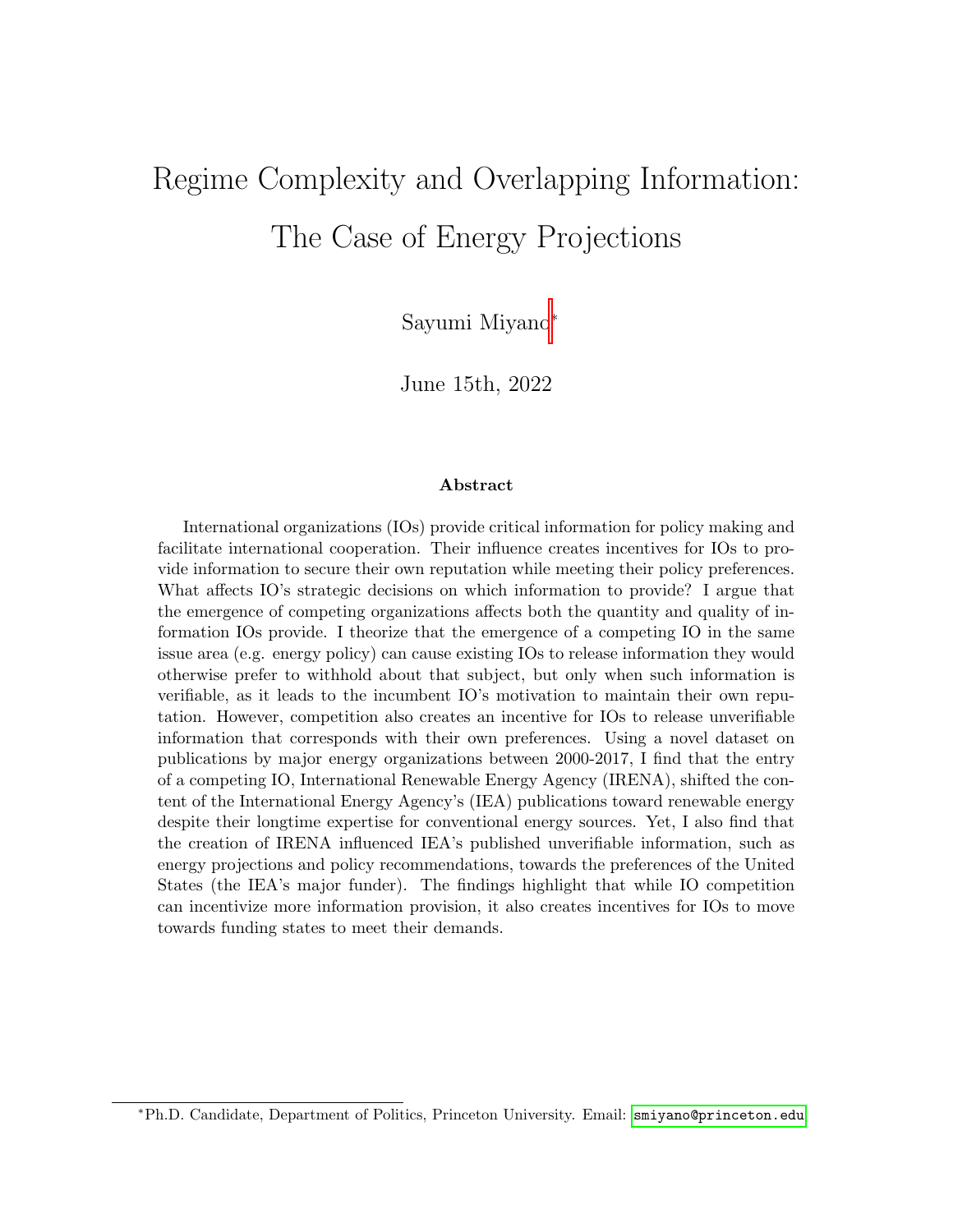# Regime Complexity and Overlapping Information: The Case of Energy Projections

Sayumi Miyano[*]

June 15th, 2022

### Abstract

International organizations (IOs) provide critical information for policy making and facilitate international cooperation. Their influence creates incentives for IOs to provide information to secure their own reputation while meeting their policy preferences. What affects IO's strategic decisions on which information to provide? I argue that the emergence of competing organizations affects both the quantity and quality of information IOs provide. I theorize that the emergence of a competing IO in the same issue area (e.g. energy policy) can cause existing IOs to release information they would otherwise prefer to withhold about that subject, but only when such information is verifiable, as it leads to the incumbent IO's motivation to maintain their own reputation. However, competition also creates an incentive for IOs to release unverifiable information that corresponds with their own preferences. Using a novel dataset on publications by major energy organizations between 2000-2017, I find that the entry of a competing IO, International Renewable Energy Agency (IRENA), shifted the content of the International Energy Agency's (IEA) publications toward renewable energy despite their longtime expertise for conventional energy sources. Yet, I also find that the creation of IRENA influenced IEA's published unverifiable information, such as energy projections and policy recommendations, towards the preferences of the United States (the IEA's major funder). The findings highlight that while IO competition can incentivize more information provision, it also creates incentives for IOs to move towards funding states to meet their demands.

[*] Ph.D. Candidate, Department of Politics, Princeton University. Email: smiyano@princeton.edu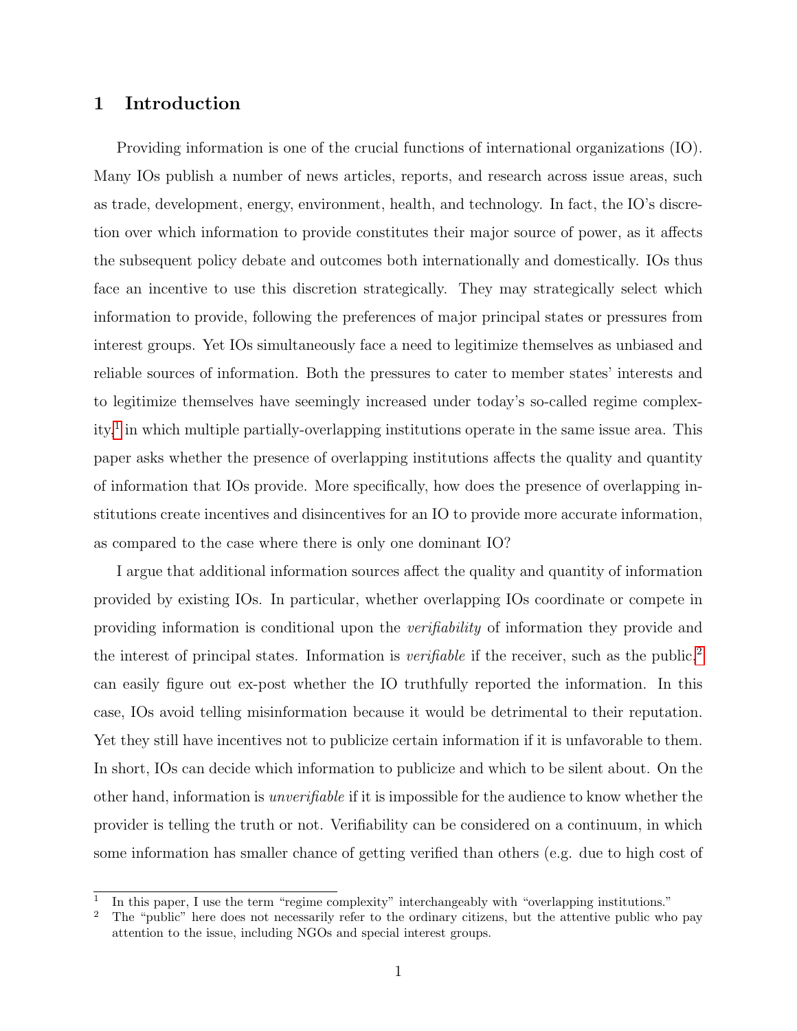# 1 Introduction

Providing information is one of the crucial functions of international organizations (IO). Many IOs publish a number of news articles, reports, and research across issue areas, such as trade, development, energy, environment, health, and technology. In fact, the IO's discretion over which information to provide constitutes their major source of power, as it affects the subsequent policy debate and outcomes both internationally and domestically. IOs thus face an incentive to use this discretion strategically. They may strategically select which information to provide, following the preferences of major principal states or pressures from interest groups. Yet IOs simultaneously face a need to legitimize themselves as unbiased and reliable sources of information. Both the pressures to cater to member states' interests and to legitimize themselves have seemingly increased under today's so-called regime complexity,[1] in which multiple partially-overlapping institutions operate in the same issue area. This paper asks whether the presence of overlapping institutions affects the quality and quantity of information that IOs provide. More specifically, how does the presence of overlapping institutions create incentives and disincentives for an IO to provide more accurate information, as compared to the case where there is only one dominant IO?

I argue that additional information sources affect the quality and quantity of information provided by existing IOs. In particular, whether overlapping IOs coordinate or compete in providing information is conditional upon the *verifiability* of information they provide and the interest of principal states. Information is *verifiable* if the receiver, such as the public,[2] can easily figure out ex-post whether the IO truthfully reported the information. In this case, IOs avoid telling misinformation because it would be detrimental to their reputation. Yet they still have incentives not to publicize certain information if it is unfavorable to them. In short, IOs can decide which information to publicize and which to be silent about. On the other hand, information is *unverifiable* if it is impossible for the audience to know whether the provider is telling the truth or not. Verifiability can be considered on a continuum, in which some information has smaller chance of getting verified than others (e.g. due to high cost of

[1] In this paper, I use the term "regime complexity" interchangeably with "overlapping institutions."

[2] The "public" here does not necessarily refer to the ordinary citizens, but the attentive public who pay attention to the issue, including NGOs and special interest groups.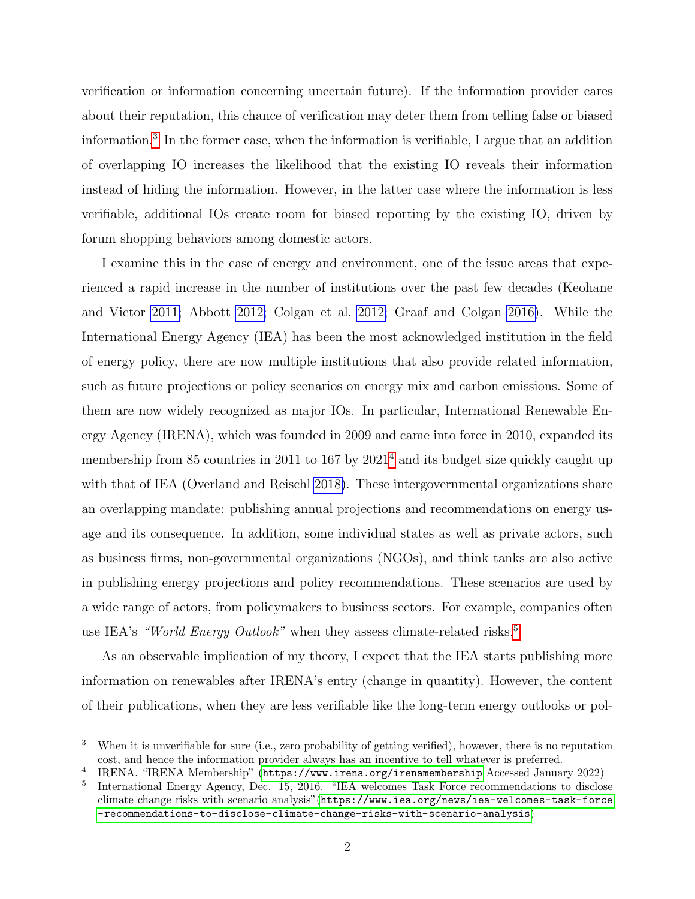verification or information concerning uncertain future). If the information provider cares about their reputation, this chance of verification may deter them from telling false or biased information.[3] In the former case, when the information is verifiable, I argue that an addition of overlapping IO increases the likelihood that the existing IO reveals their information instead of hiding the information. However, in the latter case where the information is less verifiable, additional IOs create room for biased reporting by the existing IO, driven by forum shopping behaviors among domestic actors.

I examine this in the case of energy and environment, one of the issue areas that experienced a rapid increase in the number of institutions over the past few decades (Keohane and Victor 2011; Abbott 2012; Colgan et al. 2012; Graaf and Colgan 2016). While the International Energy Agency (IEA) has been the most acknowledged institution in the field of energy policy, there are now multiple institutions that also provide related information, such as future projections or policy scenarios on energy mix and carbon emissions. Some of them are now widely recognized as major IOs. In particular, International Renewable Energy Agency (IRENA), which was founded in 2009 and came into force in 2010, expanded its membership from 85 countries in 2011 to 167 by 2021[4] and its budget size quickly caught up with that of IEA (Overland and Reischl 2018). These intergovernmental organizations share an overlapping mandate: publishing annual projections and recommendations on energy usage and its consequence. In addition, some individual states as well as private actors, such as business firms, non-governmental organizations (NGOs), and think tanks are also active in publishing energy projections and policy recommendations. These scenarios are used by a wide range of actors, from policymakers to business sectors. For example, companies often use IEA's *"World Energy Outlook"* when they assess climate-related risks.[5]

As an observable implication of my theory, I expect that the IEA starts publishing more information on renewables after IRENA's entry (change in quantity). However, the content of their publications, when they are less verifiable like the long-term energy outlooks or pol-

[3] When it is unverifiable for sure (i.e., zero probability of getting verified), however, there is no reputation cost, and hence the information provider always has an incentive to tell whatever is preferred.

[4] IRENA. "IRENA Membership" (https://www.irena.org/irenamembership Accessed January 2022)

[5] International Energy Agency, Dec. 15, 2016. "IEA welcomes Task Force recommendations to disclose climate change risks with scenario analysis"(https://www.iea.org/news/iea-welcomes-task-force-recommendations-to-disclose-climate-change-risks-with-scenario-analysis)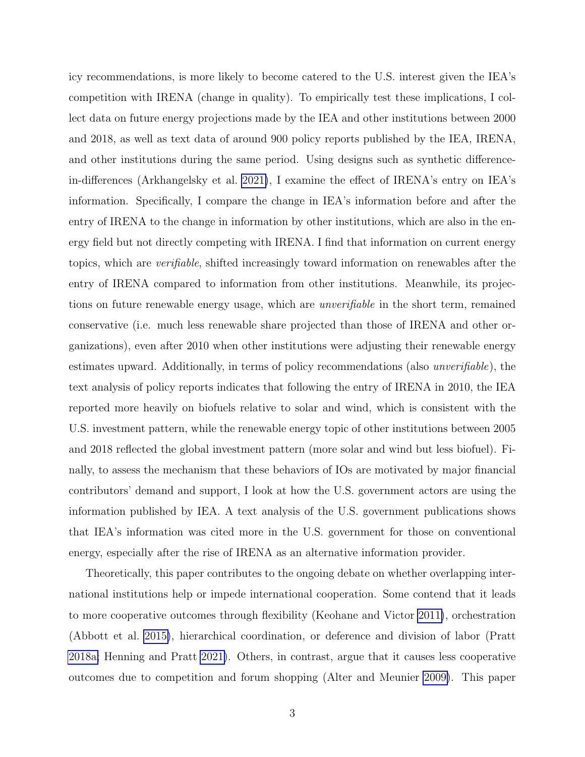icy recommendations, is more likely to become catered to the U.S. interest given the IEA's competition with IRENA (change in quality). To empirically test these implications, I collect data on future energy projections made by the IEA and other institutions between 2000 and 2018, as well as text data of around 900 policy reports published by the IEA, IRENA, and other institutions during the same period. Using designs such as synthetic difference-in-differences (Arkhangelsky et al. 2021), I examine the effect of IRENA's entry on IEA's information. Specifically, I compare the change in IEA's information before and after the entry of IRENA to the change in information by other institutions, which are also in the energy field but not directly competing with IRENA. I find that information on current energy topics, which are *verifiable*, shifted increasingly toward information on renewables after the entry of IRENA compared to information from other institutions. Meanwhile, its projections on future renewable energy usage, which are *unverifiable* in the short term, remained conservative (i.e. much less renewable share projected than those of IRENA and other organizations), even after 2010 when other institutions were adjusting their renewable energy estimates upward. Additionally, in terms of policy recommendations (also *unverifiable*), the text analysis of policy reports indicates that following the entry of IRENA in 2010, the IEA reported more heavily on biofuels relative to solar and wind, which is consistent with the U.S. investment pattern, while the renewable energy topic of other institutions between 2005 and 2018 reflected the global investment pattern (more solar and wind but less biofuel). Finally, to assess the mechanism that these behaviors of IOs are motivated by major financial contributors' demand and support, I look at how the U.S. government actors are using the information published by IEA. A text analysis of the U.S. government publications shows that IEA's information was cited more in the U.S. government for those on conventional energy, especially after the rise of IRENA as an alternative information provider.

Theoretically, this paper contributes to the ongoing debate on whether overlapping international institutions help or impede international cooperation. Some contend that it leads to more cooperative outcomes through flexibility (Keohane and Victor 2011), orchestration (Abbott et al. 2015), hierarchical coordination, or deference and division of labor (Pratt 2018a; Henning and Pratt 2021). Others, in contrast, argue that it causes less cooperative outcomes due to competition and forum shopping (Alter and Meunier 2009). This paper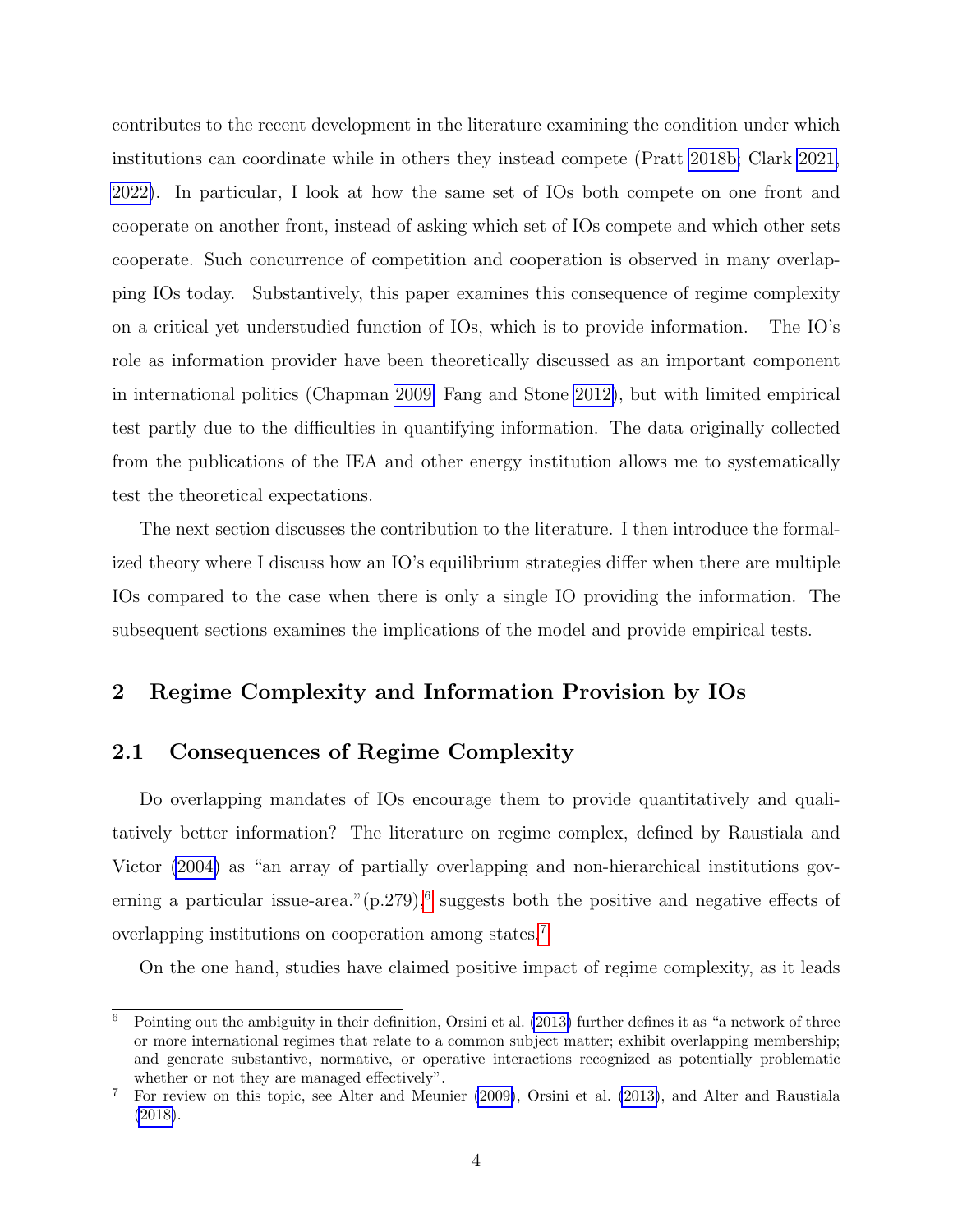contributes to the recent development in the literature examining the condition under which institutions can coordinate while in others they instead compete (Pratt 2018b; Clark 2021, 2022). In particular, I look at how the same set of IOs both compete on one front and cooperate on another front, instead of asking which set of IOs compete and which other sets cooperate. Such concurrence of competition and cooperation is observed in many overlapping IOs today. Substantively, this paper examines this consequence of regime complexity on a critical yet understudied function of IOs, which is to provide information. The IO's role as information provider have been theoretically discussed as an important component in international politics (Chapman 2009; Fang and Stone 2012), but with limited empirical test partly due to the difficulties in quantifying information. The data originally collected from the publications of the IEA and other energy institution allows me to systematically test the theoretical expectations.

The next section discusses the contribution to the literature. I then introduce the formalized theory where I discuss how an IO's equilibrium strategies differ when there are multiple IOs compared to the case when there is only a single IO providing the information. The subsequent sections examines the implications of the model and provide empirical tests.

## 2 Regime Complexity and Information Provision by IOs

### 2.1 Consequences of Regime Complexity

Do overlapping mandates of IOs encourage them to provide quantitatively and qualitatively better information? The literature on regime complex, defined by Raustiala and Victor (2004) as "an array of partially overlapping and non-hierarchical institutions governing a particular issue-area."(p.279).[6] suggests both the positive and negative effects of overlapping institutions on cooperation among states.[7]

On the one hand, studies have claimed positive impact of regime complexity, as it leads

---

[6] Pointing out the ambiguity in their definition, Orsini et al. (2013) further defines it as "a network of three or more international regimes that relate to a common subject matter; exhibit overlapping membership; and generate substantive, normative, or operative interactions recognized as potentially problematic whether or not they are managed effectively".

[7] For review on this topic, see Alter and Meunier (2009), Orsini et al. (2013), and Alter and Raustiala (2018).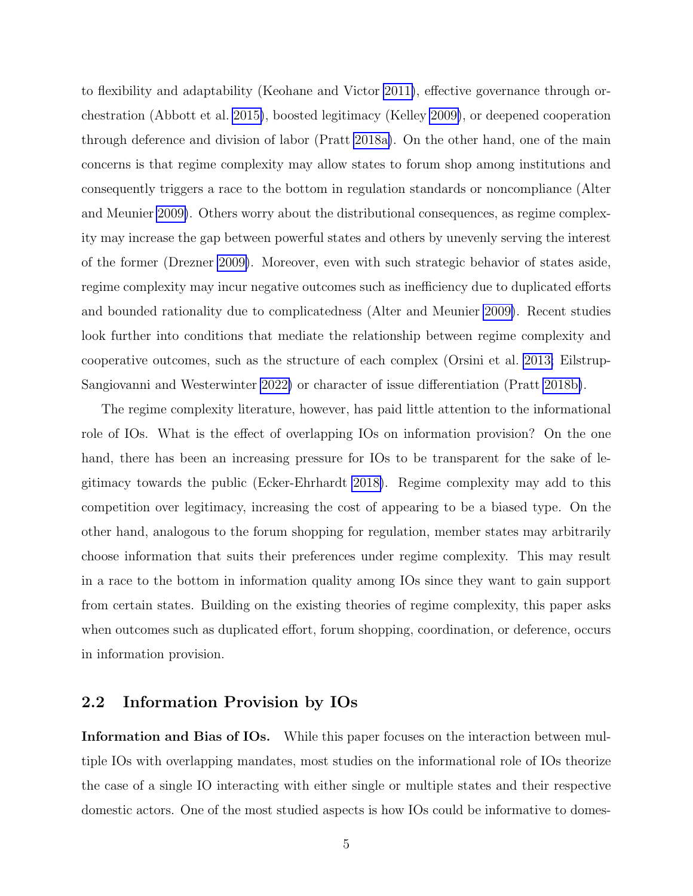to flexibility and adaptability (Keohane and Victor 2011), effective governance through orchestration (Abbott et al. 2015), boosted legitimacy (Kelley 2009), or deepened cooperation through deference and division of labor (Pratt 2018a). On the other hand, one of the main concerns is that regime complexity may allow states to forum shop among institutions and consequently triggers a race to the bottom in regulation standards or noncompliance (Alter and Meunier 2009). Others worry about the distributional consequences, as regime complexity may increase the gap between powerful states and others by unevenly serving the interest of the former (Drezner 2009). Moreover, even with such strategic behavior of states aside, regime complexity may incur negative outcomes such as inefficiency due to duplicated efforts and bounded rationality due to complicatedness (Alter and Meunier 2009). Recent studies look further into conditions that mediate the relationship between regime complexity and cooperative outcomes, such as the structure of each complex (Orsini et al. 2013; Eilstrup-Sangiovanni and Westerwinter 2022) or character of issue differentiation (Pratt 2018b).

The regime complexity literature, however, has paid little attention to the informational role of IOs. What is the effect of overlapping IOs on information provision? On the one hand, there has been an increasing pressure for IOs to be transparent for the sake of legitimacy towards the public (Ecker-Ehrhardt 2018). Regime complexity may add to this competition over legitimacy, increasing the cost of appearing to be a biased type. On the other hand, analogous to the forum shopping for regulation, member states may arbitrarily choose information that suits their preferences under regime complexity. This may result in a race to the bottom in information quality among IOs since they want to gain support from certain states. Building on the existing theories of regime complexity, this paper asks when outcomes such as duplicated effort, forum shopping, coordination, or deference, occurs in information provision.

## 2.2 Information Provision by IOs

**Information and Bias of IOs.** While this paper focuses on the interaction between multiple IOs with overlapping mandates, most studies on the informational role of IOs theorize the case of a single IO interacting with either single or multiple states and their respective domestic actors. One of the most studied aspects is how IOs could be informative to domes-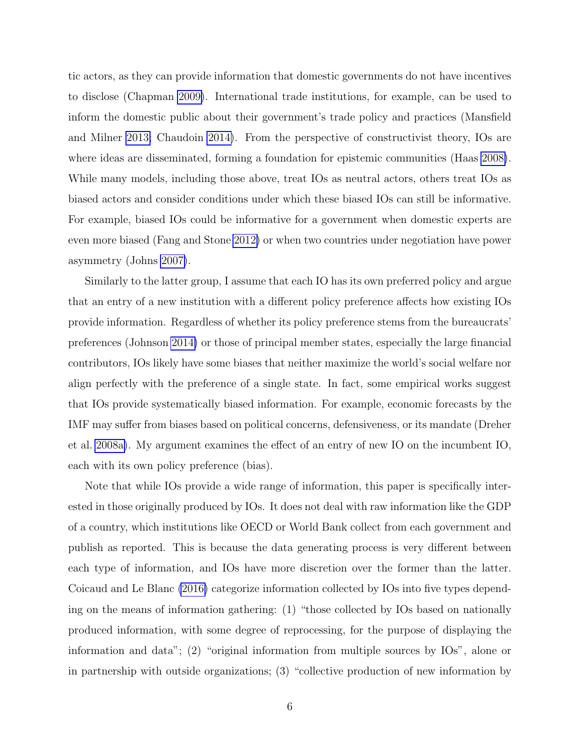tic actors, as they can provide information that domestic governments do not have incentives to disclose (Chapman 2009). International trade institutions, for example, can be used to inform the domestic public about their government's trade policy and practices (Mansfield and Milner 2013; Chaudoin 2014). From the perspective of constructivist theory, IOs are where ideas are disseminated, forming a foundation for epistemic communities (Haas 2008). While many models, including those above, treat IOs as neutral actors, others treat IOs as biased actors and consider conditions under which these biased IOs can still be informative. For example, biased IOs could be informative for a government when domestic experts are even more biased (Fang and Stone 2012) or when two countries under negotiation have power asymmetry (Johns 2007).

Similarly to the latter group, I assume that each IO has its own preferred policy and argue that an entry of a new institution with a different policy preference affects how existing IOs provide information. Regardless of whether its policy preference stems from the bureaucrats' preferences (Johnson 2014) or those of principal member states, especially the large financial contributors, IOs likely have some biases that neither maximize the world's social welfare nor align perfectly with the preference of a single state. In fact, some empirical works suggest that IOs provide systematically biased information. For example, economic forecasts by the IMF may suffer from biases based on political concerns, defensiveness, or its mandate (Dreher et al. 2008a). My argument examines the effect of an entry of new IO on the incumbent IO, each with its own policy preference (bias).

Note that while IOs provide a wide range of information, this paper is specifically interested in those originally produced by IOs. It does not deal with raw information like the GDP of a country, which institutions like OECD or World Bank collect from each government and publish as reported. This is because the data generating process is very different between each type of information, and IOs have more discretion over the former than the latter. Coicaud and Le Blanc (2016) categorize information collected by IOs into five types depending on the means of information gathering: (1) "those collected by IOs based on nationally produced information, with some degree of reprocessing, for the purpose of displaying the information and data"; (2) "original information from multiple sources by IOs", alone or in partnership with outside organizations; (3) "collective production of new information by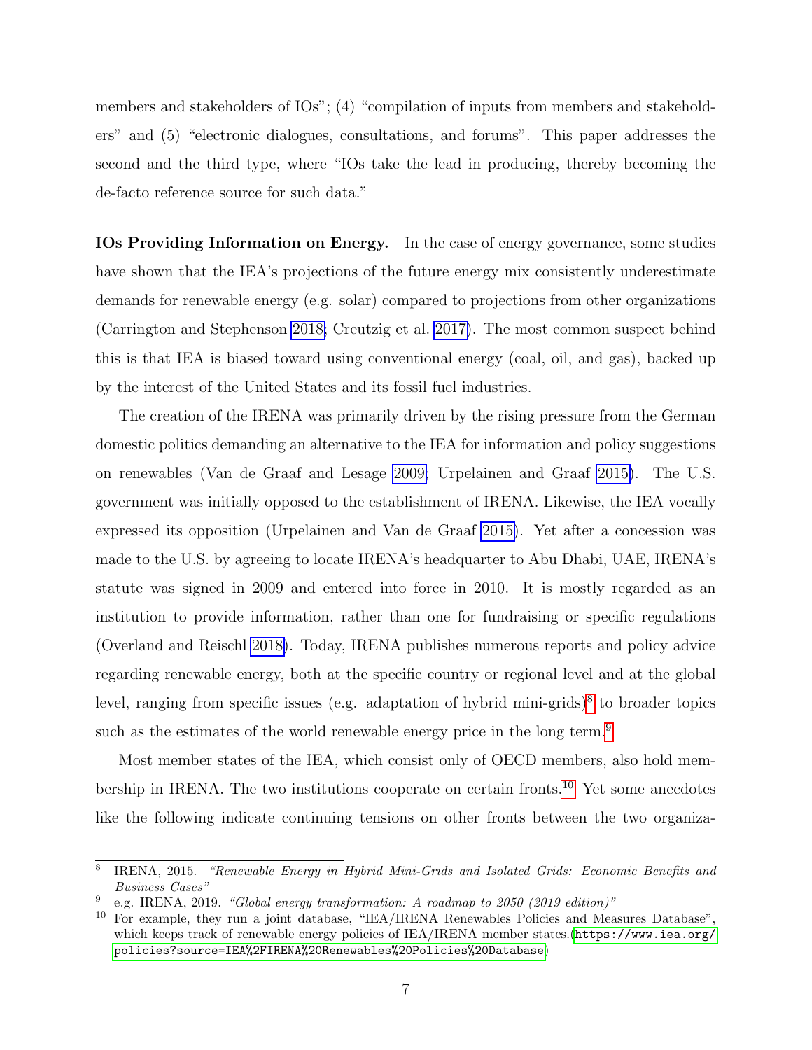members and stakeholders of IOs"; (4) "compilation of inputs from members and stakeholders" and (5) "electronic dialogues, consultations, and forums". This paper addresses the second and the third type, where "IOs take the lead in producing, thereby becoming the de-facto reference source for such data."

**IOs Providing Information on Energy.** In the case of energy governance, some studies have shown that the IEA's projections of the future energy mix consistently underestimate demands for renewable energy (e.g. solar) compared to projections from other organizations (Carrington and Stephenson 2018; Creutzig et al. 2017). The most common suspect behind this is that IEA is biased toward using conventional energy (coal, oil, and gas), backed up by the interest of the United States and its fossil fuel industries.

The creation of the IRENA was primarily driven by the rising pressure from the German domestic politics demanding an alternative to the IEA for information and policy suggestions on renewables (Van de Graaf and Lesage 2009; Urpelainen and Graaf 2015). The U.S. government was initially opposed to the establishment of IRENA. Likewise, the IEA vocally expressed its opposition (Urpelainen and Van de Graaf 2015). Yet after a concession was made to the U.S. by agreeing to locate IRENA's headquarter to Abu Dhabi, UAE, IRENA's statute was signed in 2009 and entered into force in 2010. It is mostly regarded as an institution to provide information, rather than one for fundraising or specific regulations (Overland and Reischl 2018). Today, IRENA publishes numerous reports and policy advice regarding renewable energy, both at the specific country or regional level and at the global level, ranging from specific issues (e.g. adaptation of hybrid mini-grids)[8] to broader topics such as the estimates of the world renewable energy price in the long term.[9]

Most member states of the IEA, which consist only of OECD members, also hold membership in IRENA. The two institutions cooperate on certain fronts.[10] Yet some anecdotes like the following indicate continuing tensions on other fronts between the two organiza-

---

[8] IRENA, 2015. *"Renewable Energy in Hybrid Mini-Grids and Isolated Grids: Economic Benefits and Business Cases"*

[9] e.g. IRENA, 2019. *"Global energy transformation: A roadmap to 2050 (2019 edition)"*

[10] For example, they run a joint database, "IEA/IRENA Renewables Policies and Measures Database", which keeps track of renewable energy policies of IEA/IRENA member states.(`https://www.iea.org/policies?source=IEA%2FIRENA%20Renewables%20Policies%20Database`)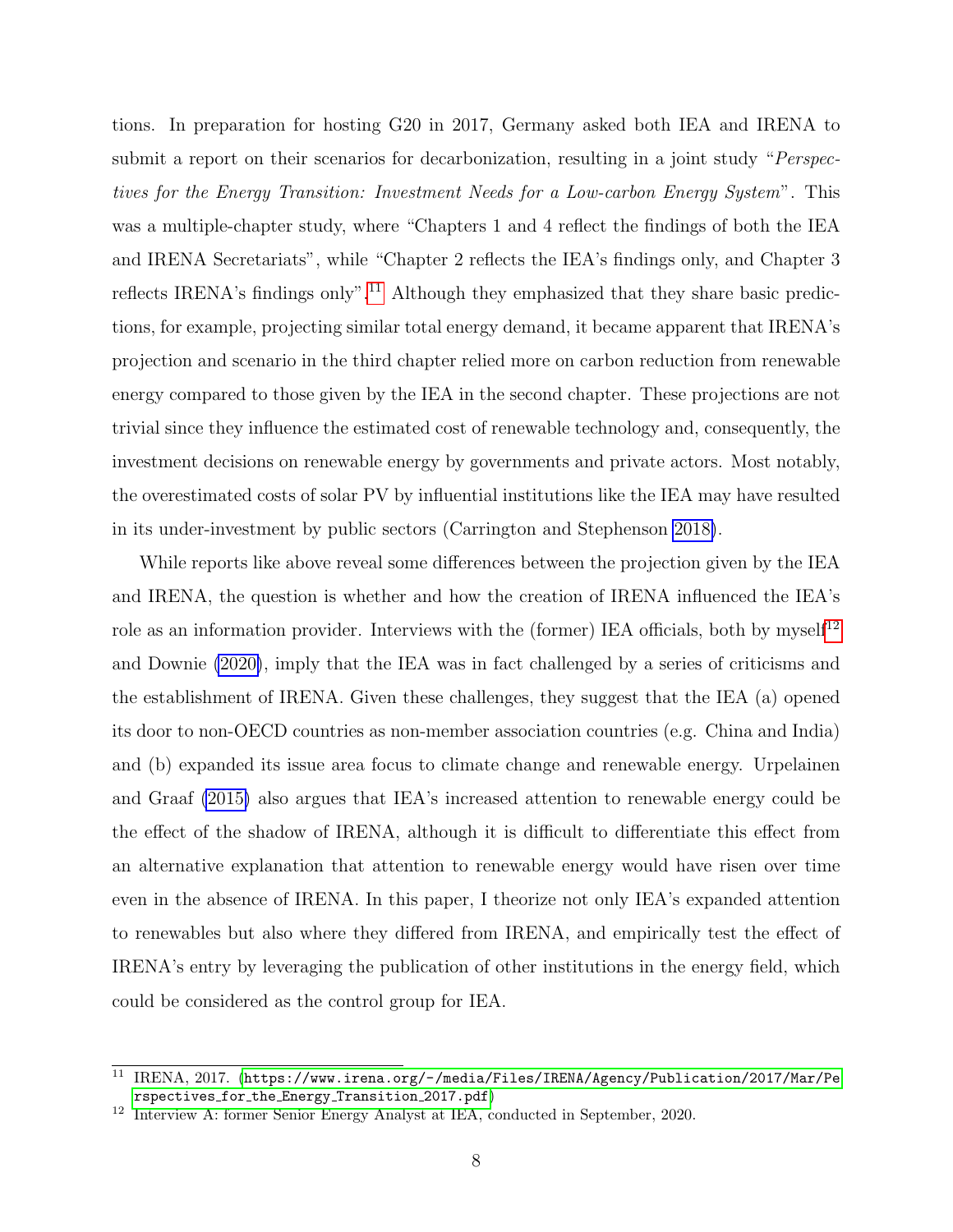tions. In preparation for hosting G20 in 2017, Germany asked both IEA and IRENA to submit a report on their scenarios for decarbonization, resulting in a joint study "*Perspectives for the Energy Transition: Investment Needs for a Low-carbon Energy System*". This was a multiple-chapter study, where "Chapters 1 and 4 reflect the findings of both the IEA and IRENA Secretariats", while "Chapter 2 reflects the IEA's findings only, and Chapter 3 reflects IRENA's findings only".[11] Although they emphasized that they share basic predictions, for example, projecting similar total energy demand, it became apparent that IRENA's projection and scenario in the third chapter relied more on carbon reduction from renewable energy compared to those given by the IEA in the second chapter. These projections are not trivial since they influence the estimated cost of renewable technology and, consequently, the investment decisions on renewable energy by governments and private actors. Most notably, the overestimated costs of solar PV by influential institutions like the IEA may have resulted in its under-investment by public sectors (Carrington and Stephenson 2018).

While reports like above reveal some differences between the projection given by the IEA and IRENA, the question is whether and how the creation of IRENA influenced the IEA's role as an information provider. Interviews with the (former) IEA officials, both by myself[12] and Downie (2020), imply that the IEA was in fact challenged by a series of criticisms and the establishment of IRENA. Given these challenges, they suggest that the IEA (a) opened its door to non-OECD countries as non-member association countries (e.g. China and India) and (b) expanded its issue area focus to climate change and renewable energy. Urpelainen and Graaf (2015) also argues that IEA's increased attention to renewable energy could be the effect of the shadow of IRENA, although it is difficult to differentiate this effect from an alternative explanation that attention to renewable energy would have risen over time even in the absence of IRENA. In this paper, I theorize not only IEA's expanded attention to renewables but also where they differed from IRENA, and empirically test the effect of IRENA's entry by leveraging the publication of other institutions in the energy field, which could be considered as the control group for IEA.

[11] IRENA, 2017. (https://www.irena.org/-/media/Files/IRENA/Agency/Publication/2017/Mar/Perspectives_for_the_Energy_Transition_2017.pdf)

[12] Interview A: former Senior Energy Analyst at IEA, conducted in September, 2020.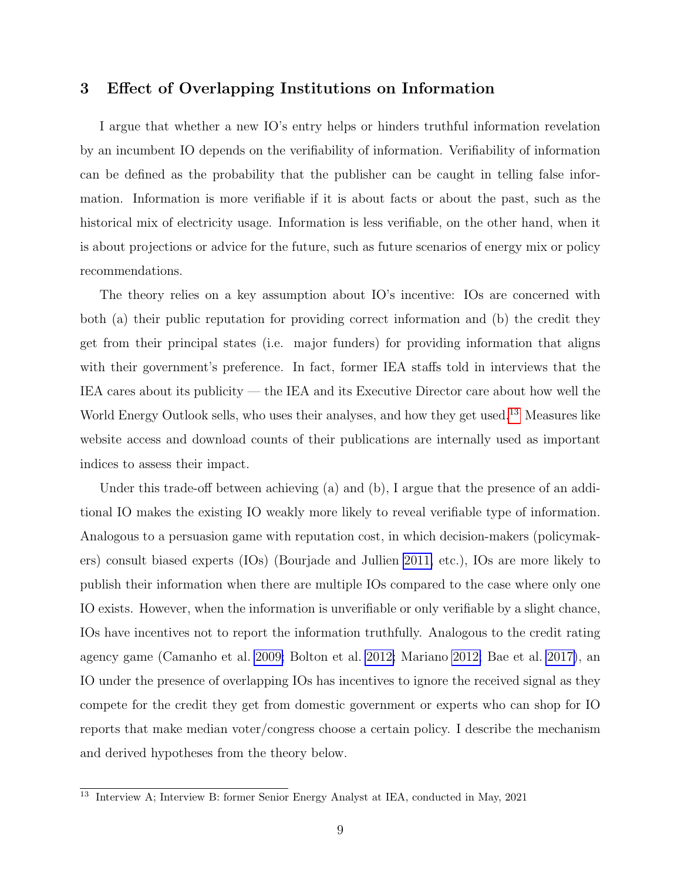## 3 Effect of Overlapping Institutions on Information

I argue that whether a new IO's entry helps or hinders truthful information revelation by an incumbent IO depends on the verifiability of information. Verifiability of information can be defined as the probability that the publisher can be caught in telling false information. Information is more verifiable if it is about facts or about the past, such as the historical mix of electricity usage. Information is less verifiable, on the other hand, when it is about projections or advice for the future, such as future scenarios of energy mix or policy recommendations.

The theory relies on a key assumption about IO's incentive: IOs are concerned with both (a) their public reputation for providing correct information and (b) the credit they get from their principal states (i.e. major funders) for providing information that aligns with their government's preference. In fact, former IEA staffs told in interviews that the IEA cares about its publicity — the IEA and its Executive Director care about how well the World Energy Outlook sells, who uses their analyses, and how they get used.[13] Measures like website access and download counts of their publications are internally used as important indices to assess their impact.

Under this trade-off between achieving (a) and (b), I argue that the presence of an additional IO makes the existing IO weakly more likely to reveal verifiable type of information. Analogous to a persuasion game with reputation cost, in which decision-makers (policymakers) consult biased experts (IOs) (Bourjade and Jullien 2011, etc.), IOs are more likely to publish their information when there are multiple IOs compared to the case where only one IO exists. However, when the information is unverifiable or only verifiable by a slight chance, IOs have incentives not to report the information truthfully. Analogous to the credit rating agency game (Camanho et al. 2009; Bolton et al. 2012; Mariano 2012; Bae et al. 2017), an IO under the presence of overlapping IOs has incentives to ignore the received signal as they compete for the credit they get from domestic government or experts who can shop for IO reports that make median voter/congress choose a certain policy. I describe the mechanism and derived hypotheses from the theory below.

[13] Interview A; Interview B: former Senior Energy Analyst at IEA, conducted in May, 2021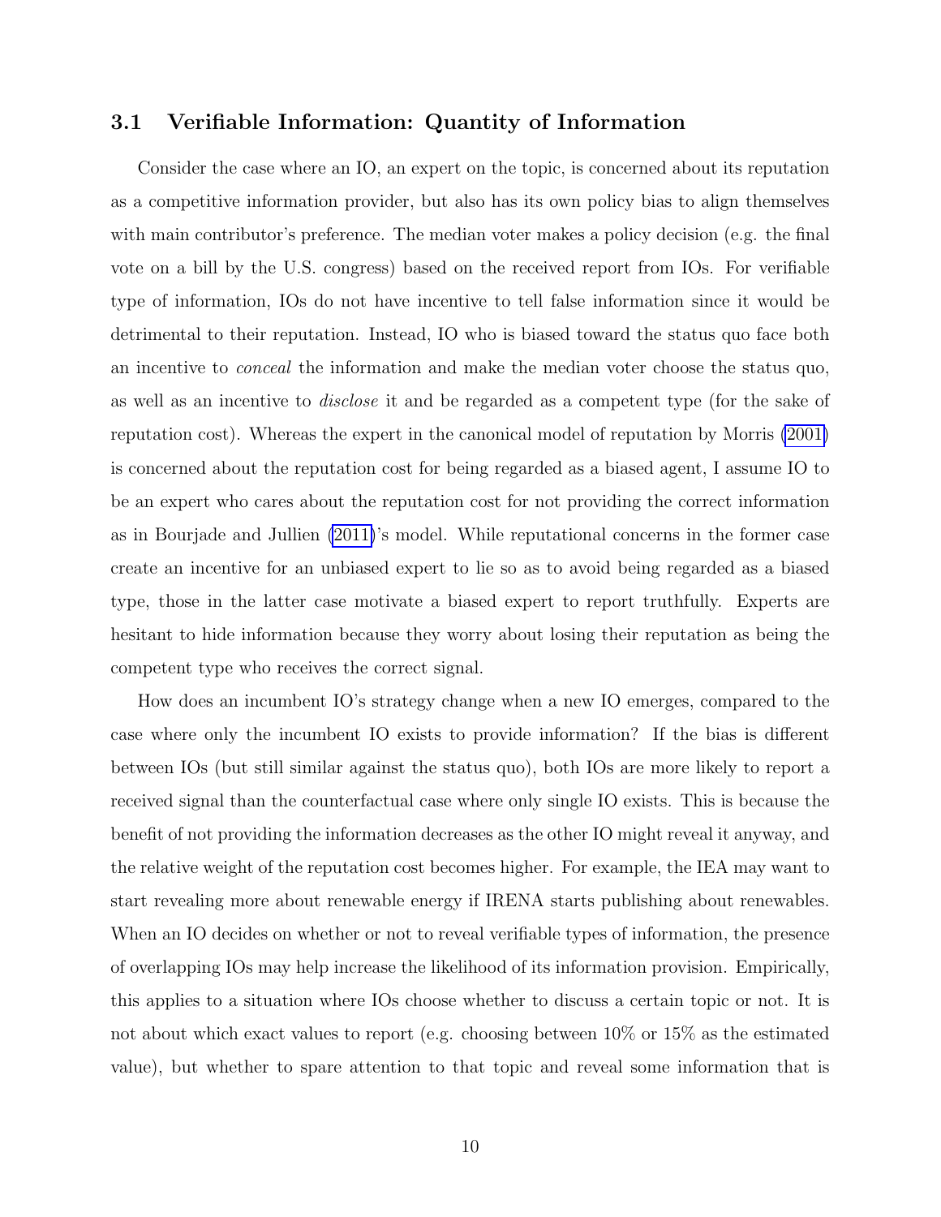### 3.1 Verifiable Information: Quantity of Information

Consider the case where an IO, an expert on the topic, is concerned about its reputation as a competitive information provider, but also has its own policy bias to align themselves with main contributor's preference. The median voter makes a policy decision (e.g. the final vote on a bill by the U.S. congress) based on the received report from IOs. For verifiable type of information, IOs do not have incentive to tell false information since it would be detrimental to their reputation. Instead, IO who is biased toward the status quo face both an incentive to *conceal* the information and make the median voter choose the status quo, as well as an incentive to *disclose* it and be regarded as a competent type (for the sake of reputation cost). Whereas the expert in the canonical model of reputation by Morris (2001) is concerned about the reputation cost for being regarded as a biased agent, I assume IO to be an expert who cares about the reputation cost for not providing the correct information as in Bourjade and Jullien (2011)'s model. While reputational concerns in the former case create an incentive for an unbiased expert to lie so as to avoid being regarded as a biased type, those in the latter case motivate a biased expert to report truthfully. Experts are hesitant to hide information because they worry about losing their reputation as being the competent type who receives the correct signal.

How does an incumbent IO's strategy change when a new IO emerges, compared to the case where only the incumbent IO exists to provide information? If the bias is different between IOs (but still similar against the status quo), both IOs are more likely to report a received signal than the counterfactual case where only single IO exists. This is because the benefit of not providing the information decreases as the other IO might reveal it anyway, and the relative weight of the reputation cost becomes higher. For example, the IEA may want to start revealing more about renewable energy if IRENA starts publishing about renewables. When an IO decides on whether or not to reveal verifiable types of information, the presence of overlapping IOs may help increase the likelihood of its information provision. Empirically, this applies to a situation where IOs choose whether to discuss a certain topic or not. It is not about which exact values to report (e.g. choosing between 10% or 15% as the estimated value), but whether to spare attention to that topic and reveal some information that is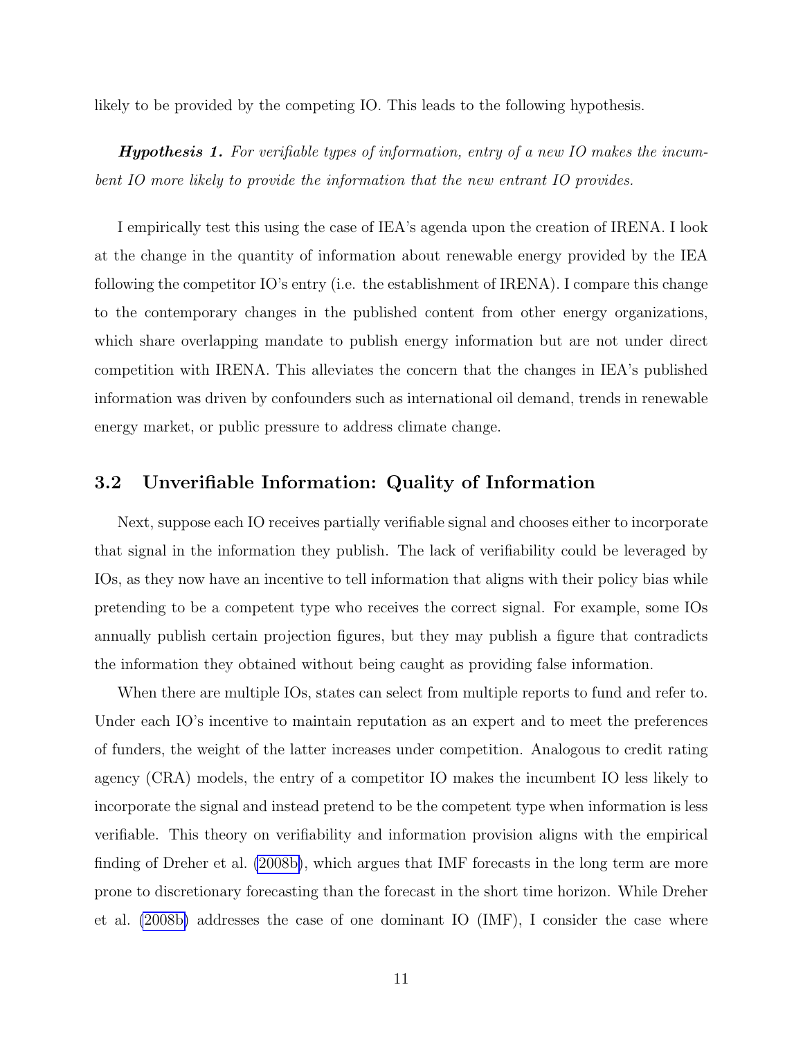likely to be provided by the competing IO. This leads to the following hypothesis.

***Hypothesis 1.*** *For verifiable types of information, entry of a new IO makes the incumbent IO more likely to provide the information that the new entrant IO provides.*

I empirically test this using the case of IEA's agenda upon the creation of IRENA. I look at the change in the quantity of information about renewable energy provided by the IEA following the competitor IO's entry (i.e. the establishment of IRENA). I compare this change to the contemporary changes in the published content from other energy organizations, which share overlapping mandate to publish energy information but are not under direct competition with IRENA. This alleviates the concern that the changes in IEA's published information was driven by confounders such as international oil demand, trends in renewable energy market, or public pressure to address climate change.

## 3.2 Unverifiable Information: Quality of Information

Next, suppose each IO receives partially verifiable signal and chooses either to incorporate that signal in the information they publish. The lack of verifiability could be leveraged by IOs, as they now have an incentive to tell information that aligns with their policy bias while pretending to be a competent type who receives the correct signal. For example, some IOs annually publish certain projection figures, but they may publish a figure that contradicts the information they obtained without being caught as providing false information.

When there are multiple IOs, states can select from multiple reports to fund and refer to. Under each IO's incentive to maintain reputation as an expert and to meet the preferences of funders, the weight of the latter increases under competition. Analogous to credit rating agency (CRA) models, the entry of a competitor IO makes the incumbent IO less likely to incorporate the signal and instead pretend to be the competent type when information is less verifiable. This theory on verifiability and information provision aligns with the empirical finding of Dreher et al. (2008b), which argues that IMF forecasts in the long term are more prone to discretionary forecasting than the forecast in the short time horizon. While Dreher et al. (2008b) addresses the case of one dominant IO (IMF), I consider the case where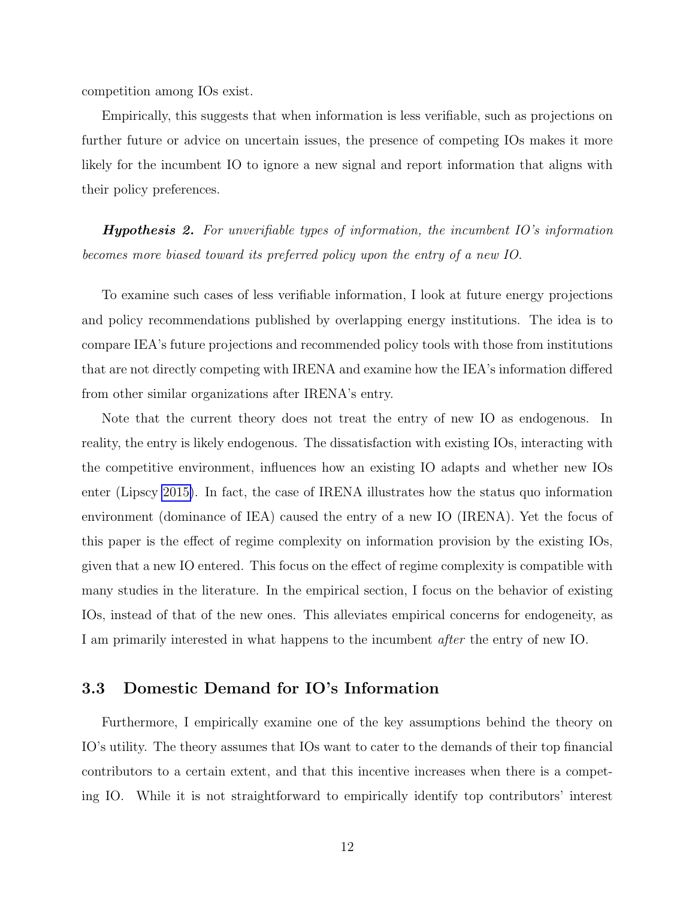competition among IOs exist.

Empirically, this suggests that when information is less verifiable, such as projections on further future or advice on uncertain issues, the presence of competing IOs makes it more likely for the incumbent IO to ignore a new signal and report information that aligns with their policy preferences.

***Hypothesis 2.*** *For unverifiable types of information, the incumbent IO's information becomes more biased toward its preferred policy upon the entry of a new IO.*

To examine such cases of less verifiable information, I look at future energy projections and policy recommendations published by overlapping energy institutions. The idea is to compare IEA's future projections and recommended policy tools with those from institutions that are not directly competing with IRENA and examine how the IEA's information differed from other similar organizations after IRENA's entry.

Note that the current theory does not treat the entry of new IO as endogenous. In reality, the entry is likely endogenous. The dissatisfaction with existing IOs, interacting with the competitive environment, influences how an existing IO adapts and whether new IOs enter (Lipscy 2015). In fact, the case of IRENA illustrates how the status quo information environment (dominance of IEA) caused the entry of a new IO (IRENA). Yet the focus of this paper is the effect of regime complexity on information provision by the existing IOs, given that a new IO entered. This focus on the effect of regime complexity is compatible with many studies in the literature. In the empirical section, I focus on the behavior of existing IOs, instead of that of the new ones. This alleviates empirical concerns for endogeneity, as I am primarily interested in what happens to the incumbent *after* the entry of new IO.

### 3.3 Domestic Demand for IO's Information

Furthermore, I empirically examine one of the key assumptions behind the theory on IO's utility. The theory assumes that IOs want to cater to the demands of their top financial contributors to a certain extent, and that this incentive increases when there is a competing IO. While it is not straightforward to empirically identify top contributors' interest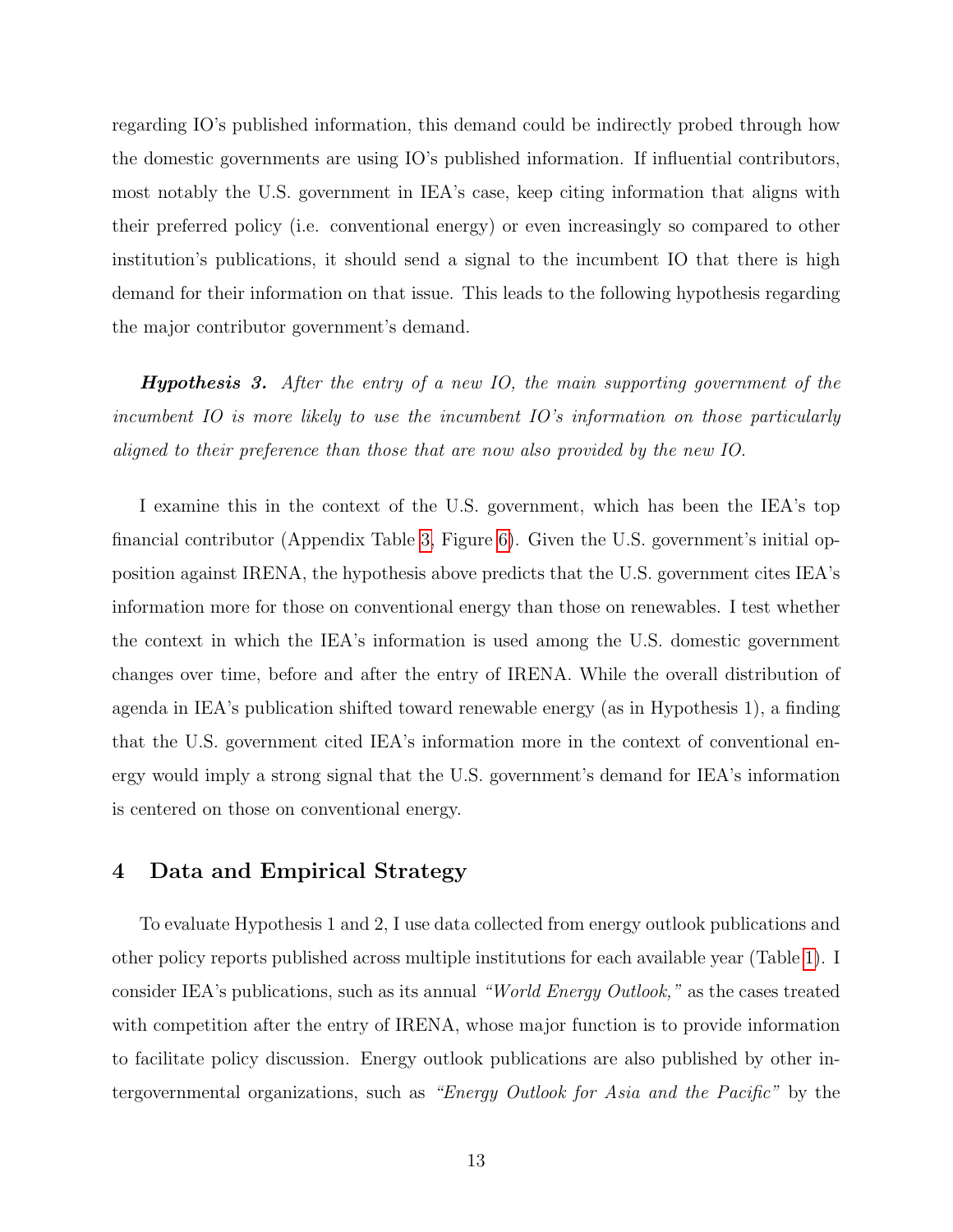regarding IO's published information, this demand could be indirectly probed through how the domestic governments are using IO's published information. If influential contributors, most notably the U.S. government in IEA's case, keep citing information that aligns with their preferred policy (i.e. conventional energy) or even increasingly so compared to other institution's publications, it should send a signal to the incumbent IO that there is high demand for their information on that issue. This leads to the following hypothesis regarding the major contributor government's demand.

***Hypothesis 3.*** *After the entry of a new IO, the main supporting government of the incumbent IO is more likely to use the incumbent IO's information on those particularly aligned to their preference than those that are now also provided by the new IO.*

I examine this in the context of the U.S. government, which has been the IEA's top financial contributor (Appendix Table 3, Figure 6). Given the U.S. government's initial opposition against IRENA, the hypothesis above predicts that the U.S. government cites IEA's information more for those on conventional energy than those on renewables. I test whether the context in which the IEA's information is used among the U.S. domestic government changes over time, before and after the entry of IRENA. While the overall distribution of agenda in IEA's publication shifted toward renewable energy (as in Hypothesis 1), a finding that the U.S. government cited IEA's information more in the context of conventional energy would imply a strong signal that the U.S. government's demand for IEA's information is centered on those on conventional energy.

## 4 Data and Empirical Strategy

To evaluate Hypothesis 1 and 2, I use data collected from energy outlook publications and other policy reports published across multiple institutions for each available year (Table 1). I consider IEA's publications, such as its annual *"World Energy Outlook,"* as the cases treated with competition after the entry of IRENA, whose major function is to provide information to facilitate policy discussion. Energy outlook publications are also published by other intergovernmental organizations, such as *"Energy Outlook for Asia and the Pacific"* by the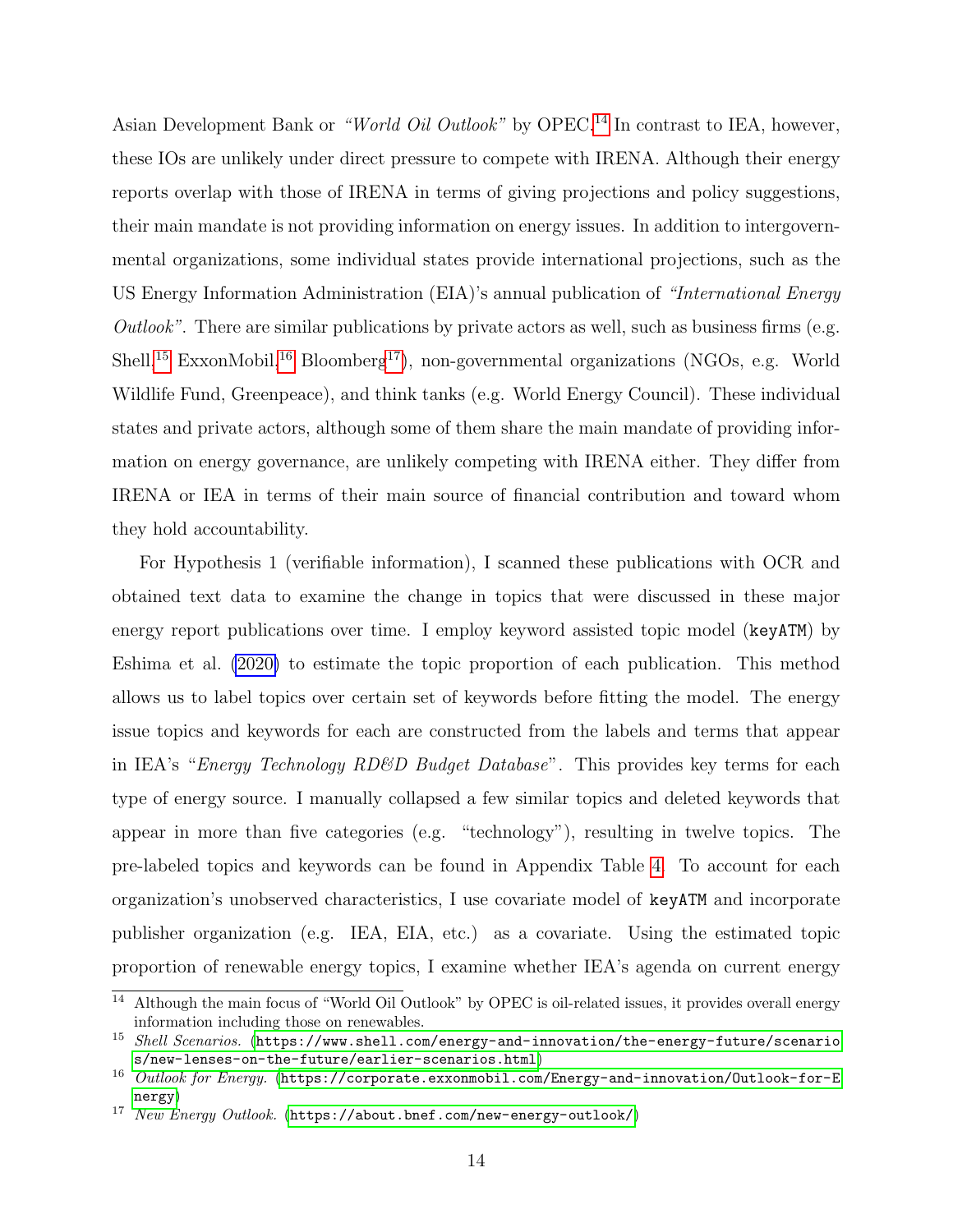Asian Development Bank or *"World Oil Outlook"* by OPEC.[14] In contrast to IEA, however, these IOs are unlikely under direct pressure to compete with IRENA. Although their energy reports overlap with those of IRENA in terms of giving projections and policy suggestions, their main mandate is not providing information on energy issues. In addition to intergovernmental organizations, some individual states provide international projections, such as the US Energy Information Administration (EIA)'s annual publication of *"International Energy Outlook"*. There are similar publications by private actors as well, such as business firms (e.g. Shell,[15] ExxonMobil,[16] Bloomberg[17]), non-governmental organizations (NGOs, e.g. World Wildlife Fund, Greenpeace), and think tanks (e.g. World Energy Council). These individual states and private actors, although some of them share the main mandate of providing information on energy governance, are unlikely competing with IRENA either. They differ from IRENA or IEA in terms of their main source of financial contribution and toward whom they hold accountability.

For Hypothesis 1 (verifiable information), I scanned these publications with OCR and obtained text data to examine the change in topics that were discussed in these major energy report publications over time. I employ keyword assisted topic model (`keyATM`) by Eshima et al. (2020) to estimate the topic proportion of each publication. This method allows us to label topics over certain set of keywords before fitting the model. The energy issue topics and keywords for each are constructed from the labels and terms that appear in IEA's "*Energy Technology RD&D Budget Database*". This provides key terms for each type of energy source. I manually collapsed a few similar topics and deleted keywords that appear in more than five categories (e.g. "technology"), resulting in twelve topics. The pre-labeled topics and keywords can be found in Appendix Table 4. To account for each organization's unobserved characteristics, I use covariate model of `keyATM` and incorporate publisher organization (e.g. IEA, EIA, etc.) as a covariate. Using the estimated topic proportion of renewable energy topics, I examine whether IEA's agenda on current energy

[14] Although the main focus of "World Oil Outlook" by OPEC is oil-related issues, it provides overall energy information including those on renewables.

[15] *Shell Scenarios.* (https://www.shell.com/energy-and-innovation/the-energy-future/scenarios/new-lenses-on-the-future/earlier-scenarios.html)

[16] *Outlook for Energy.* (https://corporate.exxonmobil.com/Energy-and-innovation/Outlook-for-Energy)

[17] *New Energy Outlook.* (https://about.bnef.com/new-energy-outlook/)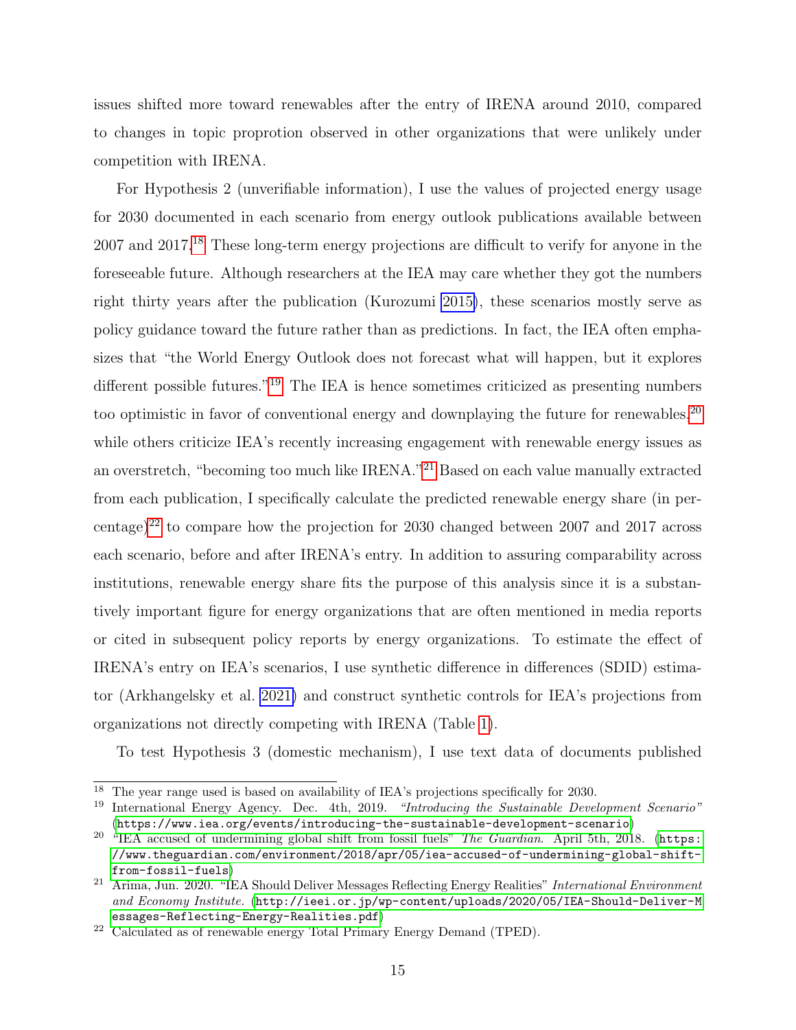issues shifted more toward renewables after the entry of IRENA around 2010, compared to changes in topic proprotion observed in other organizations that were unlikely under competition with IRENA.

For Hypothesis 2 (unverifiable information), I use the values of projected energy usage for 2030 documented in each scenario from energy outlook publications available between 2007 and 2017.[18] These long-term energy projections are difficult to verify for anyone in the foreseeable future. Although researchers at the IEA may care whether they got the numbers right thirty years after the publication (Kurozumi 2015), these scenarios mostly serve as policy guidance toward the future rather than as predictions. In fact, the IEA often emphasizes that "the World Energy Outlook does not forecast what will happen, but it explores different possible futures."[19] The IEA is hence sometimes criticized as presenting numbers too optimistic in favor of conventional energy and downplaying the future for renewables,[20] while others criticize IEA's recently increasing engagement with renewable energy issues as an overstretch, "becoming too much like IRENA."[21] Based on each value manually extracted from each publication, I specifically calculate the predicted renewable energy share (in percentage)[22] to compare how the projection for 2030 changed between 2007 and 2017 across each scenario, before and after IRENA's entry. In addition to assuring comparability across institutions, renewable energy share fits the purpose of this analysis since it is a substantively important figure for energy organizations that are often mentioned in media reports or cited in subsequent policy reports by energy organizations. To estimate the effect of IRENA's entry on IEA's scenarios, I use synthetic difference in differences (SDID) estimator (Arkhangelsky et al. 2021) and construct synthetic controls for IEA's projections from organizations not directly competing with IRENA (Table 1).

To test Hypothesis 3 (domestic mechanism), I use text data of documents published

---

[18] The year range used is based on availability of IEA's projections specifically for 2030.

[19] International Energy Agency. Dec. 4th, 2019. *"Introducing the Sustainable Development Scenario"* (https://www.iea.org/events/introducing-the-sustainable-development-scenario)

[20] "IEA accused of undermining global shift from fossil fuels" *The Guardian*. April 5th, 2018. (https://www.theguardian.com/environment/2018/apr/05/iea-accused-of-undermining-global-shift-from-fossil-fuels)

[21] Arima, Jun. 2020. "IEA Should Deliver Messages Reflecting Energy Realities" *International Environment and Economy Institute*. (http://ieei.or.jp/wp-content/uploads/2020/05/IEA-Should-Deliver-Messages-Reflecting-Energy-Realities.pdf)

[22] Calculated as of renewable energy Total Primary Energy Demand (TPED).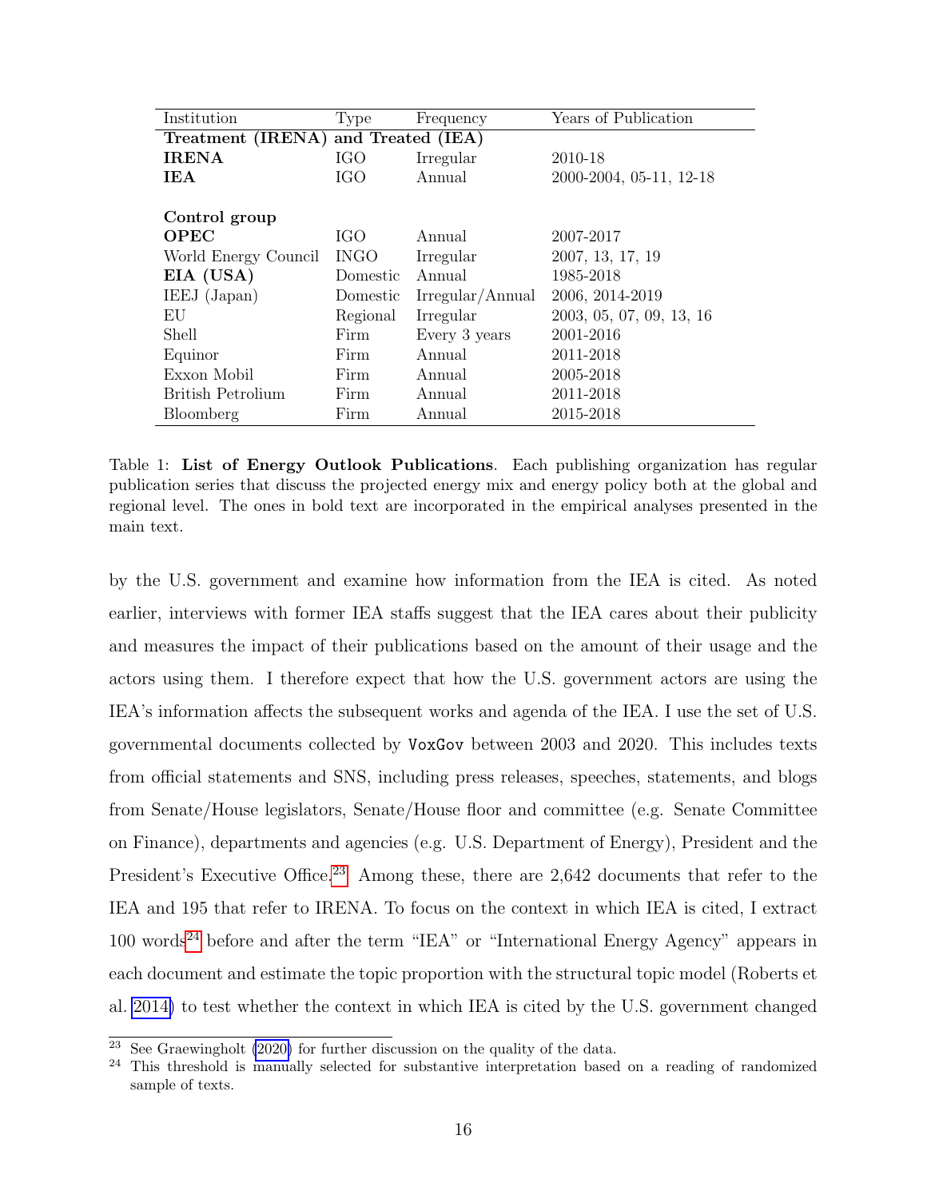| Institution | Type | Frequency | Years of Publication |
|---|---|---|---|
| **Treatment (IRENA) and Treated (IEA)** | | | |
| **IRENA** | IGO | Irregular | 2010-18 |
| **IEA** | IGO | Annual | 2000-2004, 05-11, 12-18 |
| | | | |
| **Control group** | | | |
| **OPEC** | IGO | Annual | 2007-2017 |
| World Energy Council | INGO | Irregular | 2007, 13, 17, 19 |
| **EIA (USA)** | Domestic | Annual | 1985-2018 |
| IEEJ (Japan) | Domestic | Irregular/Annual | 2006, 2014-2019 |
| EU | Regional | Irregular | 2003, 05, 07, 09, 13, 16 |
| Shell | Firm | Every 3 years | 2001-2016 |
| Equinor | Firm | Annual | 2011-2018 |
| Exxon Mobil | Firm | Annual | 2005-2018 |
| British Petrolium | Firm | Annual | 2011-2018 |
| Bloomberg | Firm | Annual | 2015-2018 |

Table 1: **List of Energy Outlook Publications**. Each publishing organization has regular publication series that discuss the projected energy mix and energy policy both at the global and regional level. The ones in bold text are incorporated in the empirical analyses presented in the main text.

by the U.S. government and examine how information from the IEA is cited. As noted earlier, interviews with former IEA staffs suggest that the IEA cares about their publicity and measures the impact of their publications based on the amount of their usage and the actors using them. I therefore expect that how the U.S. government actors are using the IEA's information affects the subsequent works and agenda of the IEA. I use the set of U.S. governmental documents collected by `VoxGov` between 2003 and 2020. This includes texts from official statements and SNS, including press releases, speeches, statements, and blogs from Senate/House legislators, Senate/House floor and committee (e.g. Senate Committee on Finance), departments and agencies (e.g. U.S. Department of Energy), President and the President's Executive Office.[23] Among these, there are 2,642 documents that refer to the IEA and 195 that refer to IRENA. To focus on the context in which IEA is cited, I extract 100 words[24] before and after the term "IEA" or "International Energy Agency" appears in each document and estimate the topic proportion with the structural topic model (Roberts et al. 2014) to test whether the context in which IEA is cited by the U.S. government changed

[23] See Graewingholt (2020) for further discussion on the quality of the data.

[24] This threshold is manually selected for substantive interpretation based on a reading of randomized sample of texts.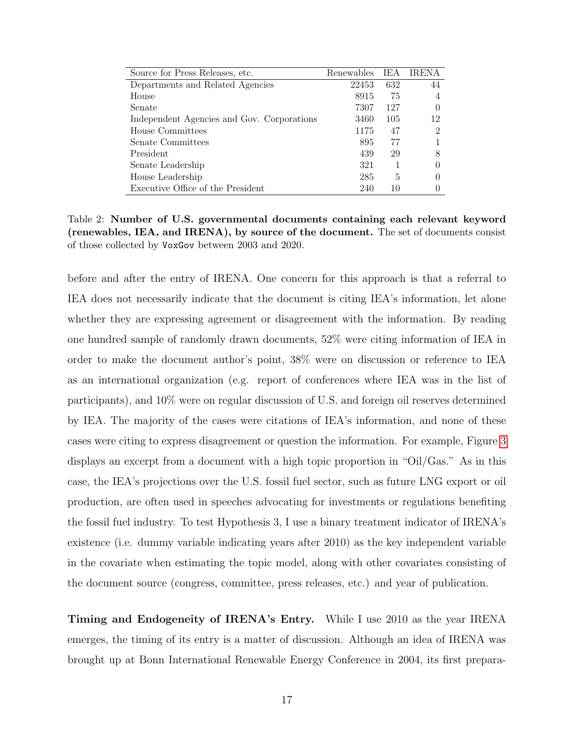| Source for Press Releases, etc. | Renewables | IEA | IRENA |
|---|---|---|---|
| Departments and Related Agencies | 22453 | 632 | 44 |
| House | 8915 | 75 | 4 |
| Senate | 7307 | 127 | 0 |
| Independent Agencies and Gov. Corporations | 3460 | 105 | 12 |
| House Committees | 1175 | 47 | 2 |
| Senate Committees | 895 | 77 | 1 |
| President | 439 | 29 | 8 |
| Senate Leadership | 321 | 1 | 0 |
| House Leadership | 285 | 5 | 0 |
| Executive Office of the President | 240 | 10 | 0 |

Table 2: **Number of U.S. governmental documents containing each relevant keyword (renewables, IEA, and IRENA), by source of the document.** The set of documents consist of those collected by `VoxGov` between 2003 and 2020.

before and after the entry of IRENA. One concern for this approach is that a referral to IEA does not necessarily indicate that the document is citing IEA's information, let alone whether they are expressing agreement or disagreement with the information. By reading one hundred sample of randomly drawn documents, 52% were citing information of IEA in order to make the document author's point, 38% were on discussion or reference to IEA as an international organization (e.g. report of conferences where IEA was in the list of participants), and 10% were on regular discussion of U.S. and foreign oil reserves determined by IEA. The majority of the cases were citations of IEA's information, and none of these cases were citing to express disagreement or question the information. For example, Figure 3 displays an excerpt from a document with a high topic proportion in "Oil/Gas." As in this case, the IEA's projections over the U.S. fossil fuel sector, such as future LNG export or oil production, are often used in speeches advocating for investments or regulations benefiting the fossil fuel industry. To test Hypothesis 3, I use a binary treatment indicator of IRENA's existence (i.e. dummy variable indicating years after 2010) as the key independent variable in the covariate when estimating the topic model, along with other covariates consisting of the document source (congress, committee, press releases, etc.) and year of publication.

**Timing and Endogeneity of IRENA's Entry.** While I use 2010 as the year IRENA emerges, the timing of its entry is a matter of discussion. Although an idea of IRENA was brought up at Bonn International Renewable Energy Conference in 2004, its first prepara-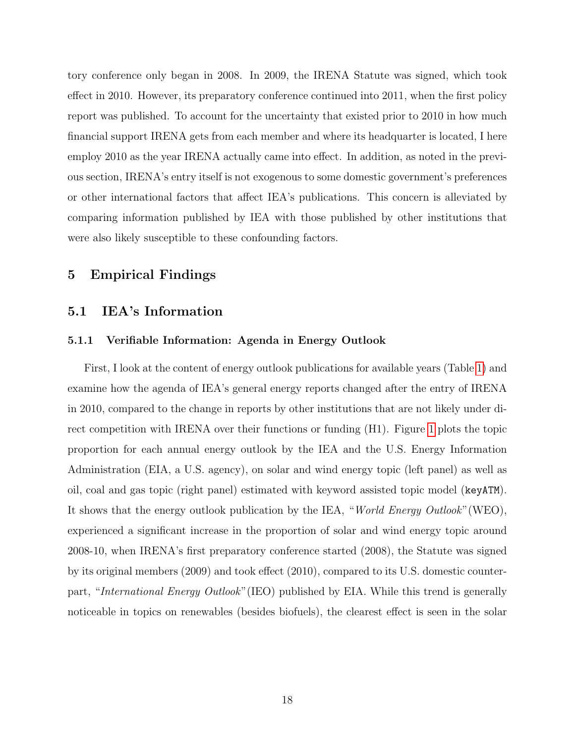tory conference only began in 2008. In 2009, the IRENA Statute was signed, which took effect in 2010. However, its preparatory conference continued into 2011, when the first policy report was published. To account for the uncertainty that existed prior to 2010 in how much financial support IRENA gets from each member and where its headquarter is located, I here employ 2010 as the year IRENA actually came into effect. In addition, as noted in the previous section, IRENA's entry itself is not exogenous to some domestic government's preferences or other international factors that affect IEA's publications. This concern is alleviated by comparing information published by IEA with those published by other institutions that were also likely susceptible to these confounding factors.

## 5 Empirical Findings

### 5.1 IEA's Information

#### 5.1.1 Verifiable Information: Agenda in Energy Outlook

First, I look at the content of energy outlook publications for available years (Table 1) and examine how the agenda of IEA's general energy reports changed after the entry of IRENA in 2010, compared to the change in reports by other institutions that are not likely under direct competition with IRENA over their functions or funding (H1). Figure 1 plots the topic proportion for each annual energy outlook by the IEA and the U.S. Energy Information Administration (EIA, a U.S. agency), on solar and wind energy topic (left panel) as well as oil, coal and gas topic (right panel) estimated with keyword assisted topic model (`keyATM`). It shows that the energy outlook publication by the IEA, "*World Energy Outlook*"(WEO), experienced a significant increase in the proportion of solar and wind energy topic around 2008-10, when IRENA's first preparatory conference started (2008), the Statute was signed by its original members (2009) and took effect (2010), compared to its U.S. domestic counterpart, "*International Energy Outlook*"(IEO) published by EIA. While this trend is generally noticeable in topics on renewables (besides biofuels), the clearest effect is seen in the solar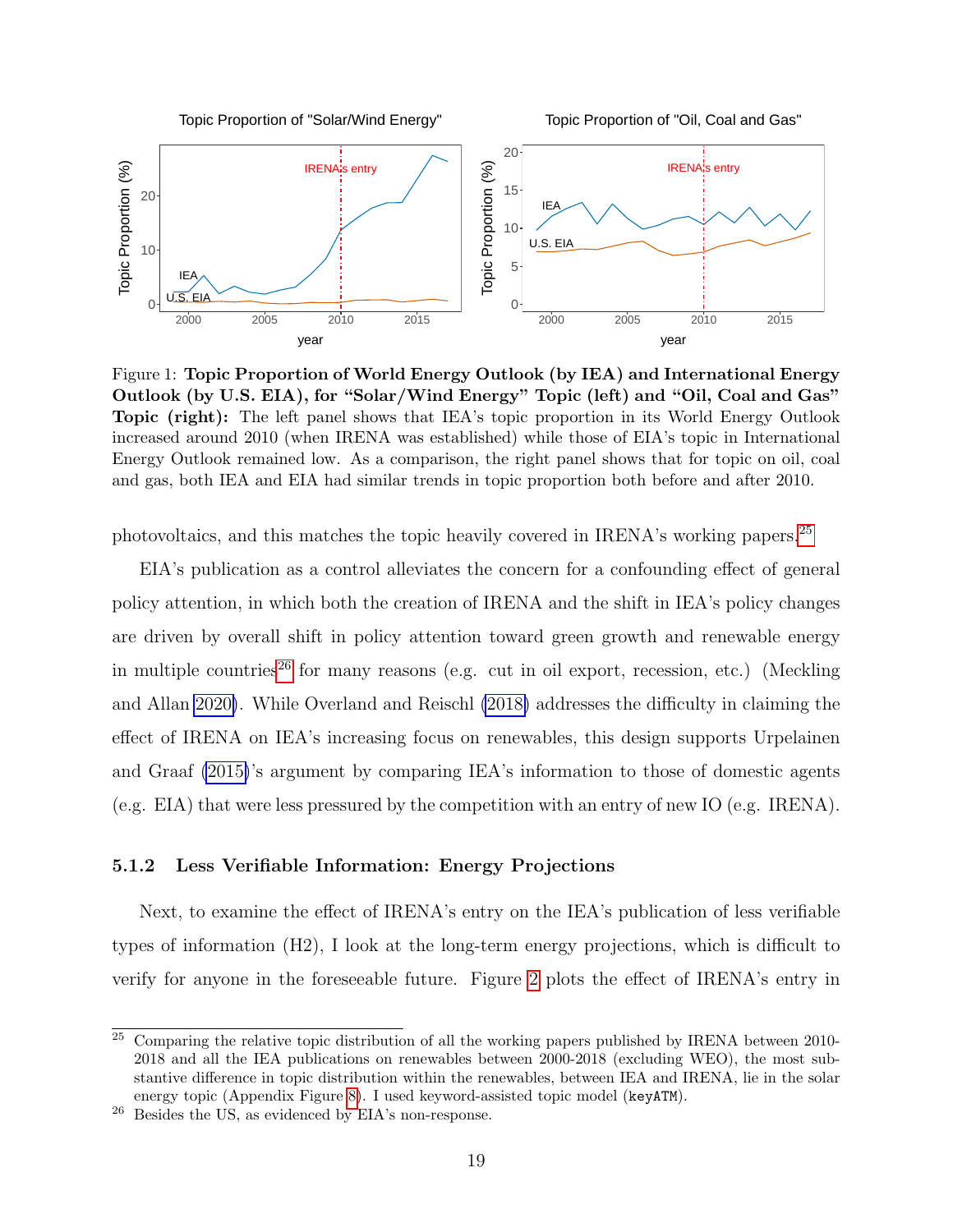Figure 1: **Topic Proportion of World Energy Outlook (by IEA) and International Energy Outlook (by U.S. EIA), for "Solar/Wind Energy" Topic (left) and "Oil, Coal and Gas" Topic (right):** The left panel shows that IEA's topic proportion in its World Energy Outlook increased around 2010 (when IRENA was established) while those of EIA's topic in International Energy Outlook remained low. As a comparison, the right panel shows that for topic on oil, coal and gas, both IEA and EIA had similar trends in topic proportion both before and after 2010.

photovoltaics, and this matches the topic heavily covered in IRENA's working papers.[25]

EIA's publication as a control alleviates the concern for a confounding effect of general policy attention, in which both the creation of IRENA and the shift in IEA's policy changes are driven by overall shift in policy attention toward green growth and renewable energy in multiple countries[26] for many reasons (e.g. cut in oil export, recession, etc.) (Meckling and Allan 2020). While Overland and Reischl (2018) addresses the difficulty in claiming the effect of IRENA on IEA's increasing focus on renewables, this design supports Urpelainen and Graaf (2015)'s argument by comparing IEA's information to those of domestic agents (e.g. EIA) that were less pressured by the competition with an entry of new IO (e.g. IRENA).

### 5.1.2 Less Verifiable Information: Energy Projections

Next, to examine the effect of IRENA's entry on the IEA's publication of less verifiable types of information (H2), I look at the long-term energy projections, which is difficult to verify for anyone in the foreseeable future. Figure 2 plots the effect of IRENA's entry in

[25] Comparing the relative topic distribution of all the working papers published by IRENA between 2010-2018 and all the IEA publications on renewables between 2000-2018 (excluding WEO), the most substantive difference in topic distribution within the renewables, between IEA and IRENA, lie in the solar energy topic (Appendix Figure 8). I used keyword-assisted topic model (`keyATM`).

[26] Besides the US, as evidenced by EIA's non-response.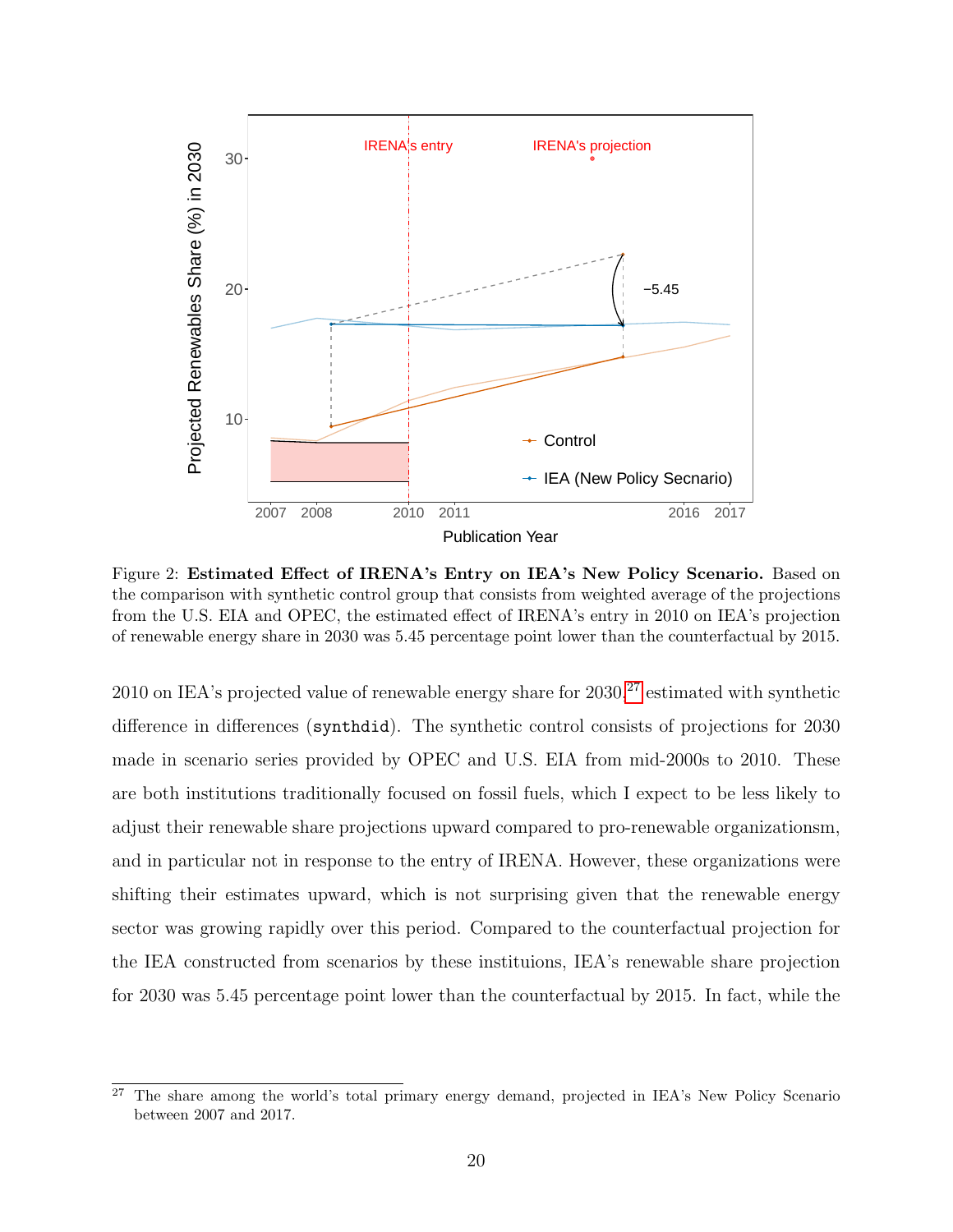Figure 2: **Estimated Effect of IRENA's Entry on IEA's New Policy Scenario.** Based on the comparison with synthetic control group that consists from weighted average of the projections from the U.S. EIA and OPEC, the estimated effect of IRENA's entry in 2010 on IEA's projection of renewable energy share in 2030 was 5.45 percentage point lower than the counterfactual by 2015.

2010 on IEA's projected value of renewable energy share for 2030,[27] estimated with synthetic difference in differences (`synthdid`). The synthetic control consists of projections for 2030 made in scenario series provided by OPEC and U.S. EIA from mid-2000s to 2010. These are both institutions traditionally focused on fossil fuels, which I expect to be less likely to adjust their renewable share projections upward compared to pro-renewable organizationsm, and in particular not in response to the entry of IRENA. However, these organizations were shifting their estimates upward, which is not surprising given that the renewable energy sector was growing rapidly over this period. Compared to the counterfactual projection for the IEA constructed from scenarios by these instituions, IEA's renewable share projection for 2030 was 5.45 percentage point lower than the counterfactual by 2015. In fact, while the

[27] The share among the world's total primary energy demand, projected in IEA's New Policy Scenario between 2007 and 2017.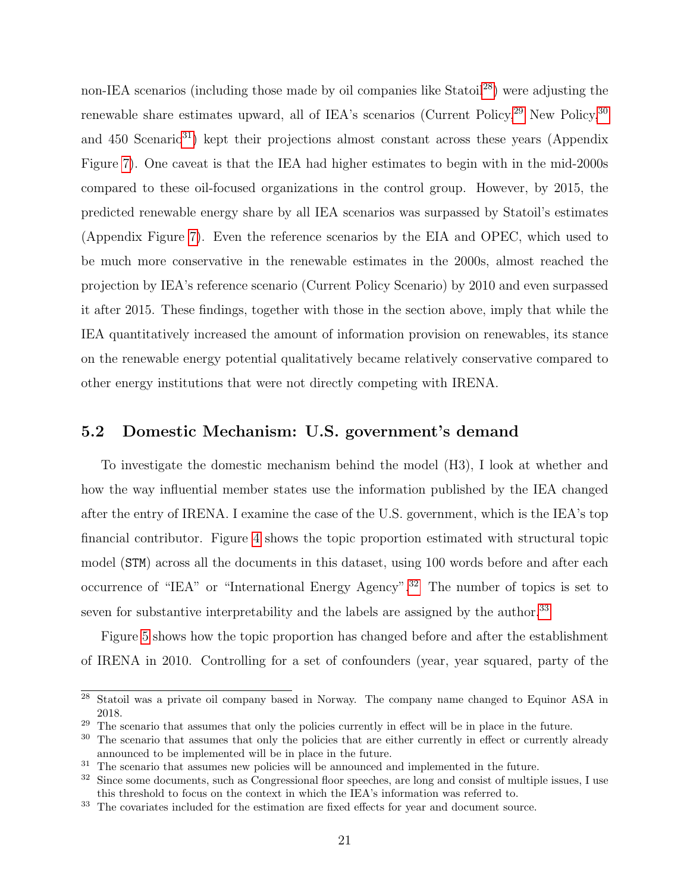non-IEA scenarios (including those made by oil companies like Statoil[28]) were adjusting the renewable share estimates upward, all of IEA's scenarios (Current Policy,[29] New Policy,[30] and 450 Scenario[31]) kept their projections almost constant across these years (Appendix Figure 7). One caveat is that the IEA had higher estimates to begin with in the mid-2000s compared to these oil-focused organizations in the control group. However, by 2015, the predicted renewable energy share by all IEA scenarios was surpassed by Statoil's estimates (Appendix Figure 7). Even the reference scenarios by the EIA and OPEC, which used to be much more conservative in the renewable estimates in the 2000s, almost reached the projection by IEA's reference scenario (Current Policy Scenario) by 2010 and even surpassed it after 2015. These findings, together with those in the section above, imply that while the IEA quantitatively increased the amount of information provision on renewables, its stance on the renewable energy potential qualitatively became relatively conservative compared to other energy institutions that were not directly competing with IRENA.

## 5.2 Domestic Mechanism: U.S. government's demand

To investigate the domestic mechanism behind the model (H3), I look at whether and how the way influential member states use the information published by the IEA changed after the entry of IRENA. I examine the case of the U.S. government, which is the IEA's top financial contributor. Figure 4 shows the topic proportion estimated with structural topic model (`STM`) across all the documents in this dataset, using 100 words before and after each occurrence of "IEA" or "International Energy Agency".[32] The number of topics is set to seven for substantive interpretability and the labels are assigned by the author.[33]

Figure 5 shows how the topic proportion has changed before and after the establishment of IRENA in 2010. Controlling for a set of confounders (year, year squared, party of the

---

[28] Statoil was a private oil company based in Norway. The company name changed to Equinor ASA in 2018.

[29] The scenario that assumes that only the policies currently in effect will be in place in the future.

[30] The scenario that assumes that only the policies that are either currently in effect or currently already announced to be implemented will be in place in the future.

[31] The scenario that assumes new policies will be announced and implemented in the future.

[32] Since some documents, such as Congressional floor speeches, are long and consist of multiple issues, I use this threshold to focus on the context in which the IEA's information was referred to.

[33] The covariates included for the estimation are fixed effects for year and document source.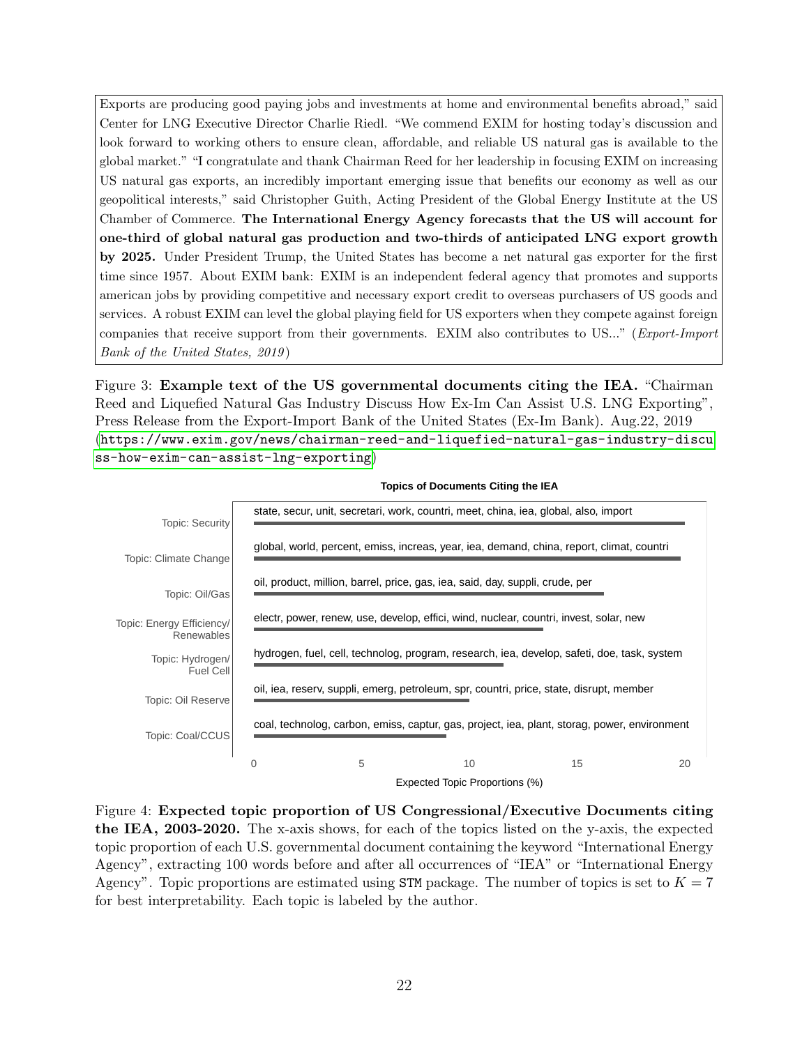Exports are producing good paying jobs and investments at home and environmental benefits abroad," said Center for LNG Executive Director Charlie Riedl. "We commend EXIM for hosting today's discussion and look forward to working others to ensure clean, affordable, and reliable US natural gas is available to the global market." "I congratulate and thank Chairman Reed for her leadership in focusing EXIM on increasing US natural gas exports, an incredibly important emerging issue that benefits our economy as well as our geopolitical interests," said Christopher Guith, Acting President of the Global Energy Institute at the US Chamber of Commerce. **The International Energy Agency forecasts that the US will account for one-third of global natural gas production and two-thirds of anticipated LNG export growth by 2025.** Under President Trump, the United States has become a net natural gas exporter for the first time since 1957. About EXIM bank: EXIM is an independent federal agency that promotes and supports american jobs by providing competitive and necessary export credit to overseas purchasers of US goods and services. A robust EXIM can level the global playing field for US exporters when they compete against foreign companies that receive support from their governments. EXIM also contributes to US..." (*Export-Import Bank of the United States, 2019*)

Figure 3: **Example text of the US governmental documents citing the IEA.** "Chairman Reed and Liquefied Natural Gas Industry Discuss How Ex-Im Can Assist U.S. LNG Exporting", Press Release from the Export-Import Bank of the United States (Ex-Im Bank). Aug.22, 2019 (https://www.exim.gov/news/chairman-reed-and-liquefied-natural-gas-industry-discuss-how-exim-can-assist-lng-exporting)

**Topics of Documents Citing the IEA**

| Topic | Top words | Expected Topic Proportion (%) (approx.) |
|---|---|---|
| Topic: Security | state, secur, unit, secretari, work, countri, meet, china, iea, global, also, import | ~20 |
| Topic: Climate Change | global, world, percent, emiss, increas, year, iea, demand, china, report, climat, countri | ~20 |
| Topic: Oil/Gas | oil, product, million, barrel, price, gas, iea, said, day, suppli, crude, per | ~16 |
| Topic: Energy Efficiency/Renewables | electr, power, renew, use, develop, effici, wind, nuclear, countri, invest, solar, new | ~13.5 |
| Topic: Hydrogen/Fuel Cell | hydrogen, fuel, cell, technolog, program, research, iea, develop, safeti, doe, task, system | ~11.5 |
| Topic: Oil Reserve | oil, iea, reserv, suppli, emerg, petroleum, spr, countri, price, state, disrupt, member | ~10 |
| Topic: Coal/CCUS | coal, technolog, carbon, emiss, captur, gas, project, iea, plant, storag, power, environment | ~9 |

Figure 4: **Expected topic proportion of US Congressional/Executive Documents citing the IEA, 2003-2020.** The x-axis shows, for each of the topics listed on the y-axis, the expected topic proportion of each U.S. governmental document containing the keyword "International Energy Agency", extracting 100 words before and after all occurrences of "IEA" or "International Energy Agency". Topic proportions are estimated using STM package. The number of topics is set to $K = 7$ for best interpretability. Each topic is labeled by the author.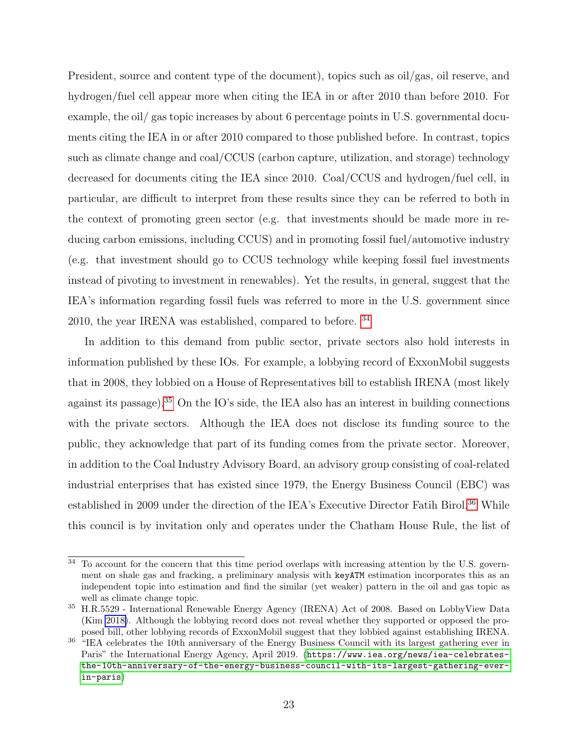President, source and content type of the document), topics such as oil/gas, oil reserve, and hydrogen/fuel cell appear more when citing the IEA in or after 2010 than before 2010. For example, the oil/ gas topic increases by about 6 percentage points in U.S. governmental documents citing the IEA in or after 2010 compared to those published before. In contrast, topics such as climate change and coal/CCUS (carbon capture, utilization, and storage) technology decreased for documents citing the IEA since 2010. Coal/CCUS and hydrogen/fuel cell, in particular, are difficult to interpret from these results since they can be referred to both in the context of promoting green sector (e.g. that investments should be made more in reducing carbon emissions, including CCUS) and in promoting fossil fuel/automotive industry (e.g. that investment should go to CCUS technology while keeping fossil fuel investments instead of pivoting to investment in renewables). Yet the results, in general, suggest that the IEA's information regarding fossil fuels was referred to more in the U.S. government since 2010, the year IRENA was established, compared to before. [34]

In addition to this demand from public sector, private sectors also hold interests in information published by these IOs. For example, a lobbying record of ExxonMobil suggests that in 2008, they lobbied on a House of Representatives bill to establish IRENA (most likely against its passage).[35] On the IO's side, the IEA also has an interest in building connections with the private sectors. Although the IEA does not disclose its funding source to the public, they acknowledge that part of its funding comes from the private sector. Moreover, in addition to the Coal Industry Advisory Board, an advisory group consisting of coal-related industrial enterprises that has existed since 1979, the Energy Business Council (EBC) was established in 2009 under the direction of the IEA's Executive Director Fatih Birol.[36] While this council is by invitation only and operates under the Chatham House Rule, the list of

---

[34] To account for the concern that this time period overlaps with increasing attention by the U.S. government on shale gas and fracking, a preliminary analysis with `keyATM` estimation incorporates this as an independent topic into estimation and find the similar (yet weaker) pattern in the oil and gas topic as well as climate change topic.

[35] H.R.5529 - International Renewable Energy Agency (IRENA) Act of 2008. Based on LobbyView Data (Kim 2018). Although the lobbying record does not reveal whether they supported or opposed the proposed bill, other lobbying records of ExxonMobil suggest that they lobbied against establishing IRENA.

[36] "IEA celebrates the 10th anniversary of the Energy Business Council with its largest gathering ever in Paris" the International Energy Agency, April 2019. (https://www.iea.org/news/iea-celebrates-the-10th-anniversary-of-the-energy-business-council-with-its-largest-gathering-ever-in-paris)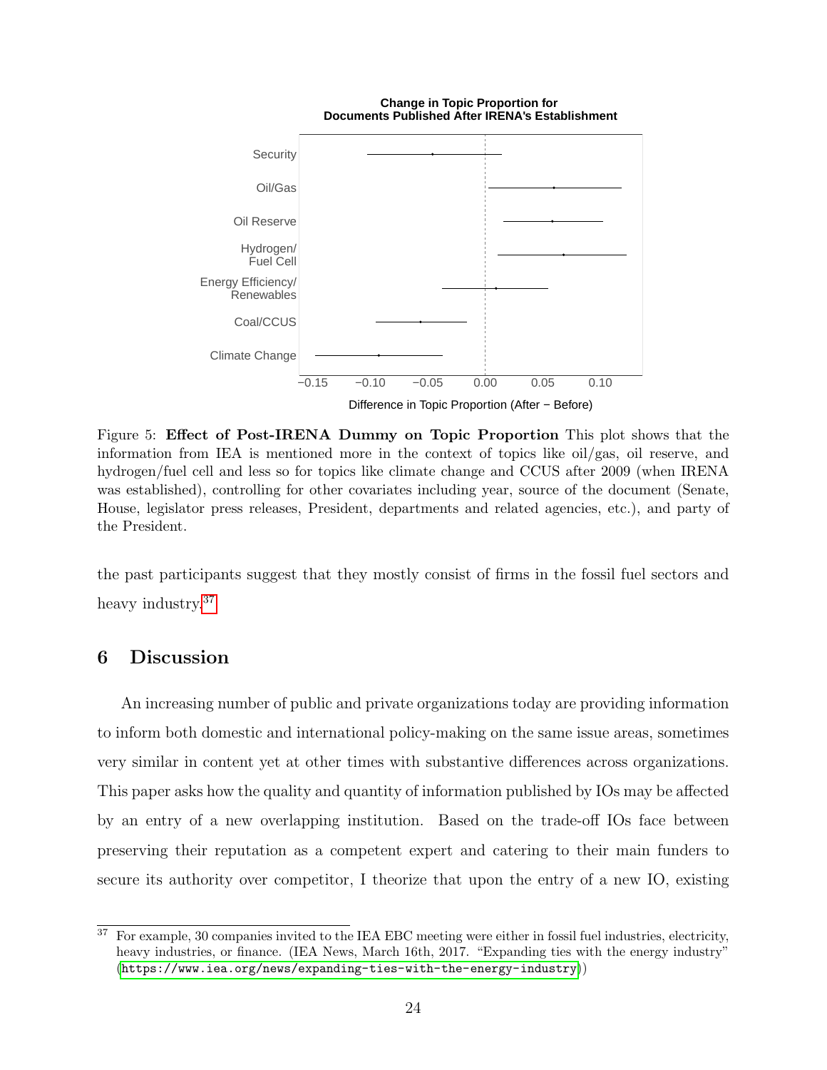Figure 5: **Effect of Post-IRENA Dummy on Topic Proportion** This plot shows that the information from IEA is mentioned more in the context of topics like oil/gas, oil reserve, and hydrogen/fuel cell and less so for topics like climate change and CCUS after 2009 (when IRENA was established), controlling for other covariates including year, source of the document (Senate, House, legislator press releases, President, departments and related agencies, etc.), and party of the President.

the past participants suggest that they mostly consist of firms in the fossil fuel sectors and heavy industry.[37]

## 6 Discussion

An increasing number of public and private organizations today are providing information to inform both domestic and international policy-making on the same issue areas, sometimes very similar in content yet at other times with substantive differences across organizations. This paper asks how the quality and quantity of information published by IOs may be affected by an entry of a new overlapping institution. Based on the trade-off IOs face between preserving their reputation as a competent expert and catering to their main funders to secure its authority over competitor, I theorize that upon the entry of a new IO, existing

[37] For example, 30 companies invited to the IEA EBC meeting were either in fossil fuel industries, electricity, heavy industries, or finance. (IEA News, March 16th, 2017. "Expanding ties with the energy industry" (https://www.iea.org/news/expanding-ties-with-the-energy-industry))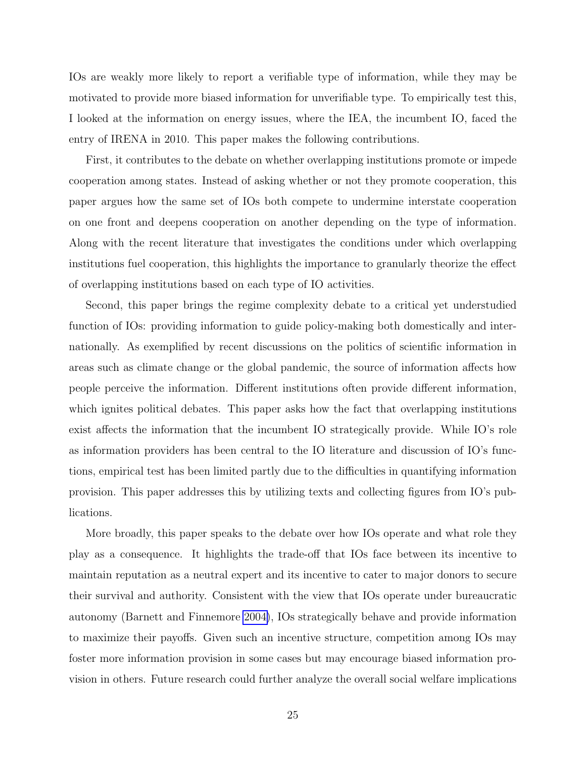IOs are weakly more likely to report a verifiable type of information, while they may be motivated to provide more biased information for unverifiable type. To empirically test this, I looked at the information on energy issues, where the IEA, the incumbent IO, faced the entry of IRENA in 2010. This paper makes the following contributions.

First, it contributes to the debate on whether overlapping institutions promote or impede cooperation among states. Instead of asking whether or not they promote cooperation, this paper argues how the same set of IOs both compete to undermine interstate cooperation on one front and deepens cooperation on another depending on the type of information. Along with the recent literature that investigates the conditions under which overlapping institutions fuel cooperation, this highlights the importance to granularly theorize the effect of overlapping institutions based on each type of IO activities.

Second, this paper brings the regime complexity debate to a critical yet understudied function of IOs: providing information to guide policy-making both domestically and internationally. As exemplified by recent discussions on the politics of scientific information in areas such as climate change or the global pandemic, the source of information affects how people perceive the information. Different institutions often provide different information, which ignites political debates. This paper asks how the fact that overlapping institutions exist affects the information that the incumbent IO strategically provide. While IO's role as information providers has been central to the IO literature and discussion of IO's functions, empirical test has been limited partly due to the difficulties in quantifying information provision. This paper addresses this by utilizing texts and collecting figures from IO's publications.

More broadly, this paper speaks to the debate over how IOs operate and what role they play as a consequence. It highlights the trade-off that IOs face between its incentive to maintain reputation as a neutral expert and its incentive to cater to major donors to secure their survival and authority. Consistent with the view that IOs operate under bureaucratic autonomy (Barnett and Finnemore 2004), IOs strategically behave and provide information to maximize their payoffs. Given such an incentive structure, competition among IOs may foster more information provision in some cases but may encourage biased information provision in others. Future research could further analyze the overall social welfare implications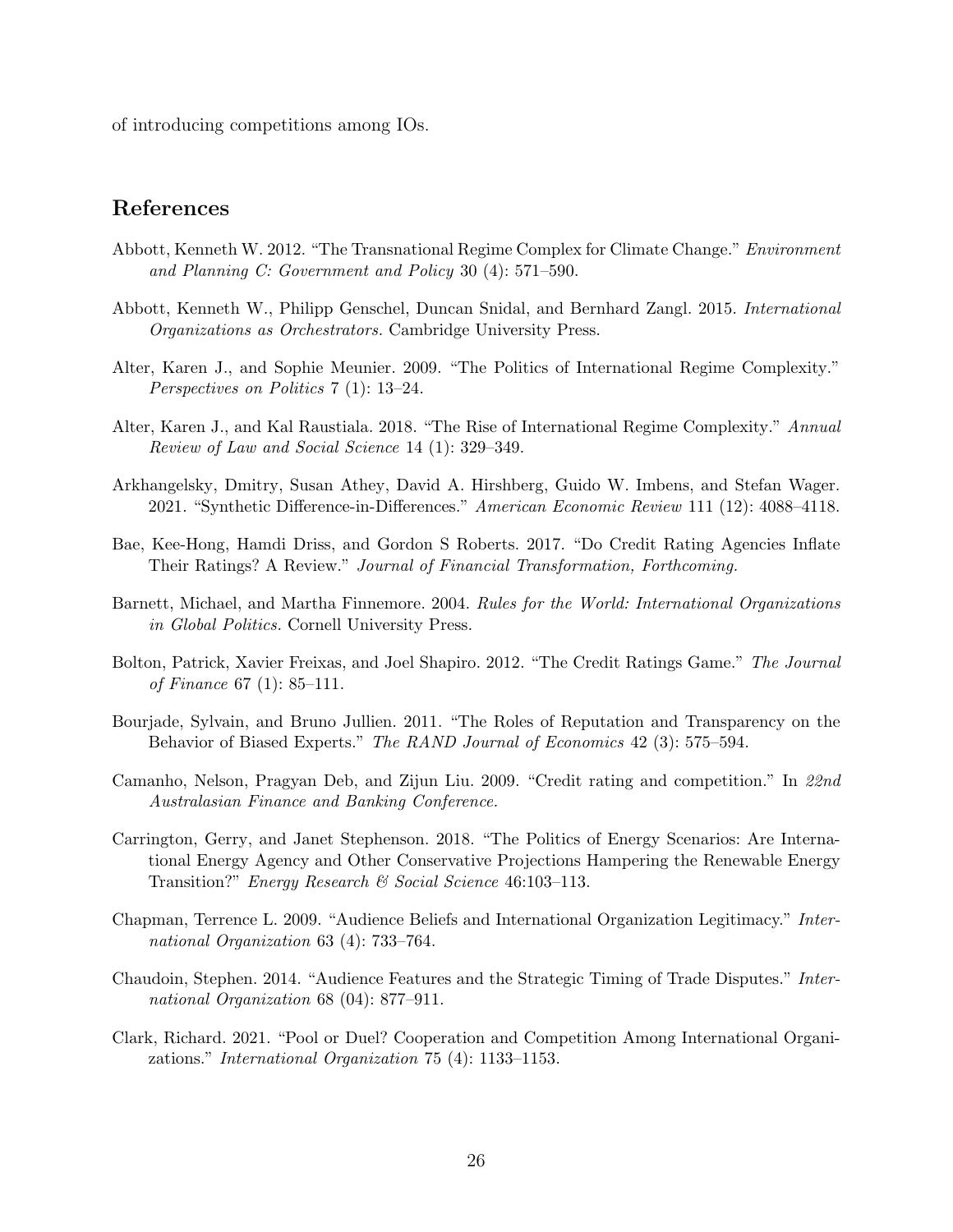of introducing competitions among IOs.

## References

Abbott, Kenneth W. 2012. "The Transnational Regime Complex for Climate Change." *Environment and Planning C: Government and Policy* 30 (4): 571–590.

Abbott, Kenneth W., Philipp Genschel, Duncan Snidal, and Bernhard Zangl. 2015. *International Organizations as Orchestrators.* Cambridge University Press.

Alter, Karen J., and Sophie Meunier. 2009. "The Politics of International Regime Complexity." *Perspectives on Politics* 7 (1): 13–24.

Alter, Karen J., and Kal Raustiala. 2018. "The Rise of International Regime Complexity." *Annual Review of Law and Social Science* 14 (1): 329–349.

Arkhangelsky, Dmitry, Susan Athey, David A. Hirshberg, Guido W. Imbens, and Stefan Wager. 2021. "Synthetic Difference-in-Differences." *American Economic Review* 111 (12): 4088–4118.

Bae, Kee-Hong, Hamdi Driss, and Gordon S Roberts. 2017. "Do Credit Rating Agencies Inflate Their Ratings? A Review." *Journal of Financial Transformation, Forthcoming.*

Barnett, Michael, and Martha Finnemore. 2004. *Rules for the World: International Organizations in Global Politics.* Cornell University Press.

Bolton, Patrick, Xavier Freixas, and Joel Shapiro. 2012. "The Credit Ratings Game." *The Journal of Finance* 67 (1): 85–111.

Bourjade, Sylvain, and Bruno Jullien. 2011. "The Roles of Reputation and Transparency on the Behavior of Biased Experts." *The RAND Journal of Economics* 42 (3): 575–594.

Camanho, Nelson, Pragyan Deb, and Zijun Liu. 2009. "Credit rating and competition." In *22nd Australasian Finance and Banking Conference.*

Carrington, Gerry, and Janet Stephenson. 2018. "The Politics of Energy Scenarios: Are International Energy Agency and Other Conservative Projections Hampering the Renewable Energy Transition?" *Energy Research & Social Science* 46:103–113.

Chapman, Terrence L. 2009. "Audience Beliefs and International Organization Legitimacy." *International Organization* 63 (4): 733–764.

Chaudoin, Stephen. 2014. "Audience Features and the Strategic Timing of Trade Disputes." *International Organization* 68 (04): 877–911.

Clark, Richard. 2021. "Pool or Duel? Cooperation and Competition Among International Organizations." *International Organization* 75 (4): 1133–1153.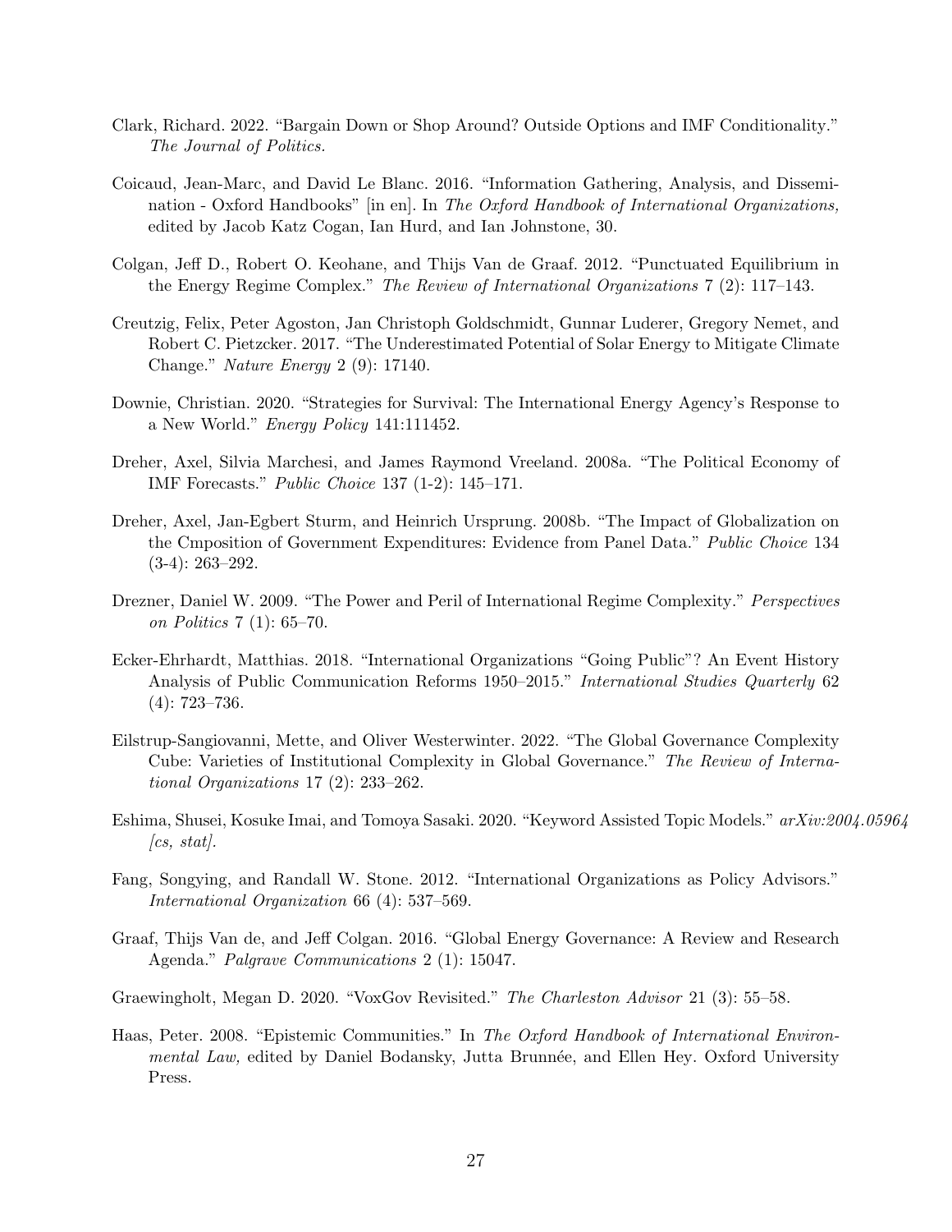Clark, Richard. 2022. "Bargain Down or Shop Around? Outside Options and IMF Conditionality." *The Journal of Politics.*

Coicaud, Jean-Marc, and David Le Blanc. 2016. "Information Gathering, Analysis, and Dissemination - Oxford Handbooks" [in en]. In *The Oxford Handbook of International Organizations,* edited by Jacob Katz Cogan, Ian Hurd, and Ian Johnstone, 30.

Colgan, Jeff D., Robert O. Keohane, and Thijs Van de Graaf. 2012. "Punctuated Equilibrium in the Energy Regime Complex." *The Review of International Organizations* 7 (2): 117–143.

Creutzig, Felix, Peter Agoston, Jan Christoph Goldschmidt, Gunnar Luderer, Gregory Nemet, and Robert C. Pietzcker. 2017. "The Underestimated Potential of Solar Energy to Mitigate Climate Change." *Nature Energy* 2 (9): 17140.

Downie, Christian. 2020. "Strategies for Survival: The International Energy Agency's Response to a New World." *Energy Policy* 141:111452.

Dreher, Axel, Silvia Marchesi, and James Raymond Vreeland. 2008a. "The Political Economy of IMF Forecasts." *Public Choice* 137 (1-2): 145–171.

Dreher, Axel, Jan-Egbert Sturm, and Heinrich Ursprung. 2008b. "The Impact of Globalization on the Cmposition of Government Expenditures: Evidence from Panel Data." *Public Choice* 134 (3-4): 263–292.

Drezner, Daniel W. 2009. "The Power and Peril of International Regime Complexity." *Perspectives on Politics* 7 (1): 65–70.

Ecker-Ehrhardt, Matthias. 2018. "International Organizations "Going Public"? An Event History Analysis of Public Communication Reforms 1950–2015." *International Studies Quarterly* 62 (4): 723–736.

Eilstrup-Sangiovanni, Mette, and Oliver Westerwinter. 2022. "The Global Governance Complexity Cube: Varieties of Institutional Complexity in Global Governance." *The Review of International Organizations* 17 (2): 233–262.

Eshima, Shusei, Kosuke Imai, and Tomoya Sasaki. 2020. "Keyword Assisted Topic Models." *arXiv:2004.05964 [cs, stat].*

Fang, Songying, and Randall W. Stone. 2012. "International Organizations as Policy Advisors." *International Organization* 66 (4): 537–569.

Graaf, Thijs Van de, and Jeff Colgan. 2016. "Global Energy Governance: A Review and Research Agenda." *Palgrave Communications* 2 (1): 15047.

Graewingholt, Megan D. 2020. "VoxGov Revisited." *The Charleston Advisor* 21 (3): 55–58.

Haas, Peter. 2008. "Epistemic Communities." In *The Oxford Handbook of International Environmental Law,* edited by Daniel Bodansky, Jutta Brunnée, and Ellen Hey. Oxford University Press.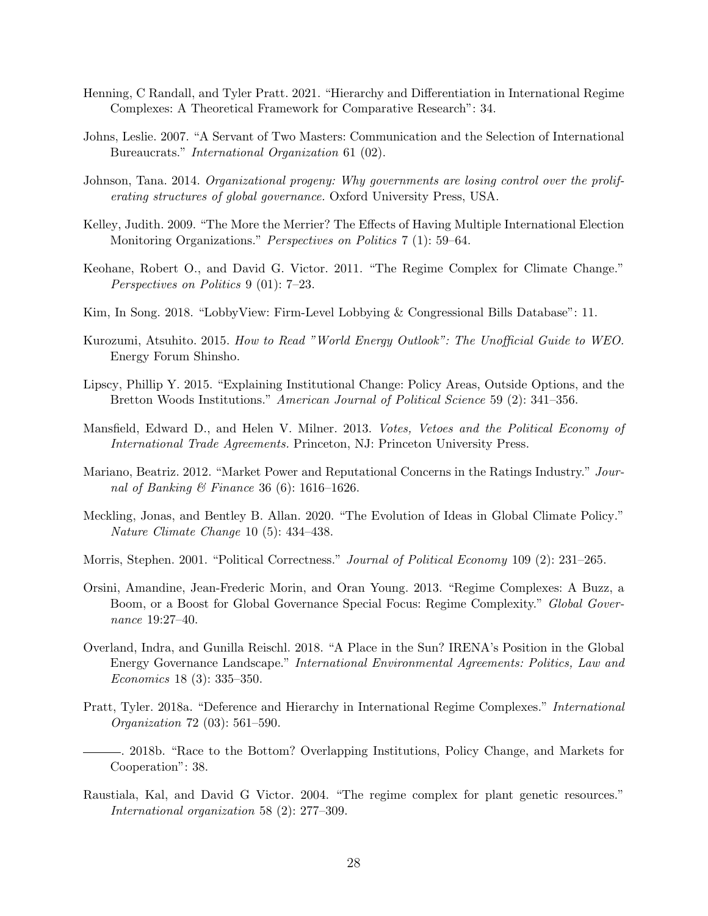Henning, C Randall, and Tyler Pratt. 2021. "Hierarchy and Differentiation in International Regime Complexes: A Theoretical Framework for Comparative Research": 34.

Johns, Leslie. 2007. "A Servant of Two Masters: Communication and the Selection of International Bureaucrats." *International Organization* 61 (02).

Johnson, Tana. 2014. *Organizational progeny: Why governments are losing control over the proliferating structures of global governance.* Oxford University Press, USA.

Kelley, Judith. 2009. "The More the Merrier? The Effects of Having Multiple International Election Monitoring Organizations." *Perspectives on Politics* 7 (1): 59–64.

Keohane, Robert O., and David G. Victor. 2011. "The Regime Complex for Climate Change." *Perspectives on Politics* 9 (01): 7–23.

Kim, In Song. 2018. "LobbyView: Firm-Level Lobbying & Congressional Bills Database": 11.

Kurozumi, Atsuhito. 2015. *How to Read "World Energy Outlook": The Unofficial Guide to WEO.* Energy Forum Shinsho.

Lipscy, Phillip Y. 2015. "Explaining Institutional Change: Policy Areas, Outside Options, and the Bretton Woods Institutions." *American Journal of Political Science* 59 (2): 341–356.

Mansfield, Edward D., and Helen V. Milner. 2013. *Votes, Vetoes and the Political Economy of International Trade Agreements.* Princeton, NJ: Princeton University Press.

Mariano, Beatriz. 2012. "Market Power and Reputational Concerns in the Ratings Industry." *Journal of Banking & Finance* 36 (6): 1616–1626.

Meckling, Jonas, and Bentley B. Allan. 2020. "The Evolution of Ideas in Global Climate Policy." *Nature Climate Change* 10 (5): 434–438.

Morris, Stephen. 2001. "Political Correctness." *Journal of Political Economy* 109 (2): 231–265.

Orsini, Amandine, Jean-Frederic Morin, and Oran Young. 2013. "Regime Complexes: A Buzz, a Boom, or a Boost for Global Governance Special Focus: Regime Complexity." *Global Governance* 19:27–40.

Overland, Indra, and Gunilla Reischl. 2018. "A Place in the Sun? IRENA's Position in the Global Energy Governance Landscape." *International Environmental Agreements: Politics, Law and Economics* 18 (3): 335–350.

Pratt, Tyler. 2018a. "Deference and Hierarchy in International Regime Complexes." *International Organization* 72 (03): 561–590.

———. 2018b. "Race to the Bottom? Overlapping Institutions, Policy Change, and Markets for Cooperation": 38.

Raustiala, Kal, and David G Victor. 2004. "The regime complex for plant genetic resources." *International organization* 58 (2): 277–309.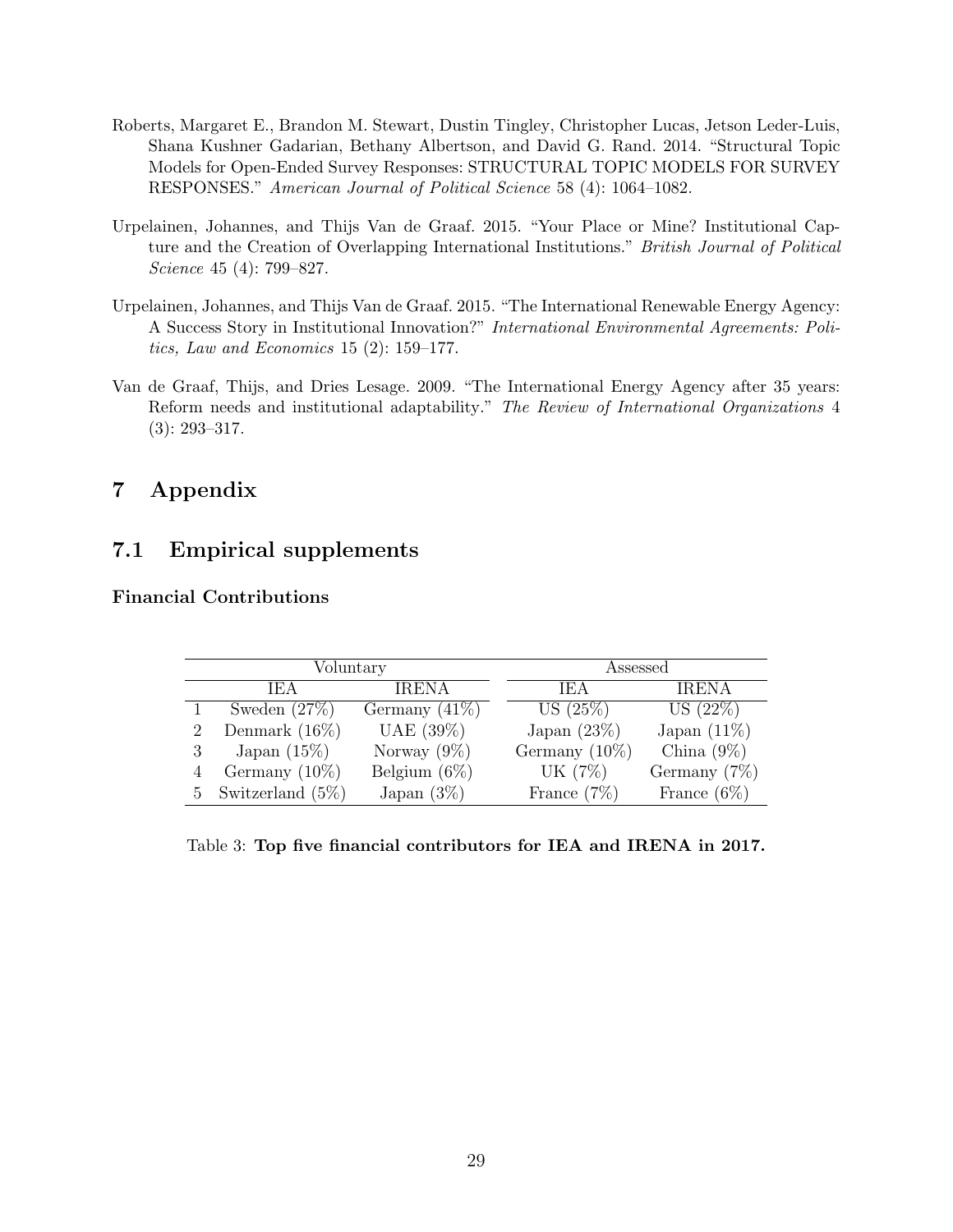Roberts, Margaret E., Brandon M. Stewart, Dustin Tingley, Christopher Lucas, Jetson Leder-Luis, Shana Kushner Gadarian, Bethany Albertson, and David G. Rand. 2014. "Structural Topic Models for Open-Ended Survey Responses: STRUCTURAL TOPIC MODELS FOR SURVEY RESPONSES." *American Journal of Political Science* 58 (4): 1064–1082.

Urpelainen, Johannes, and Thijs Van de Graaf. 2015. "Your Place or Mine? Institutional Capture and the Creation of Overlapping International Institutions." *British Journal of Political Science* 45 (4): 799–827.

Urpelainen, Johannes, and Thijs Van de Graaf. 2015. "The International Renewable Energy Agency: A Success Story in Institutional Innovation?" *International Environmental Agreements: Politics, Law and Economics* 15 (2): 159–177.

Van de Graaf, Thijs, and Dries Lesage. 2009. "The International Energy Agency after 35 years: Reform needs and institutional adaptability." *The Review of International Organizations* 4 (3): 293–317.

# 7 Appendix

## 7.1 Empirical supplements

### Financial Contributions

| | Voluntary | | Assessed | |
|---|---|---|---|---|
| | IEA | IRENA | IEA | IRENA |
| 1 | Sweden (27%) | Germany (41%) | US (25%) | US (22%) |
| 2 | Denmark (16%) | UAE (39%) | Japan (23%) | Japan (11%) |
| 3 | Japan (15%) | Norway (9%) | Germany (10%) | China (9%) |
| 4 | Germany (10%) | Belgium (6%) | UK (7%) | Germany (7%) |
| 5 | Switzerland (5%) | Japan (3%) | France (7%) | France (6%) |

Table 3: **Top five financial contributors for IEA and IRENA in 2017.**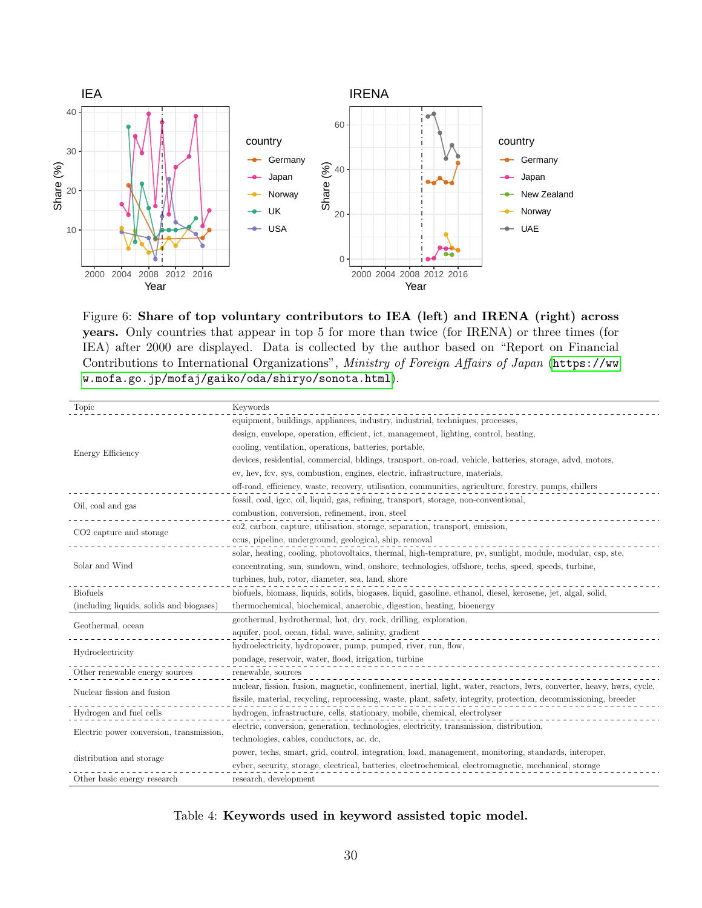Figure 6: **Share of top voluntary contributors to IEA (left) and IRENA (right) across years.** Only countries that appear in top 5 for more than twice (for IRENA) or three times (for IEA) after 2000 are displayed. Data is collected by the author based on "Report on Financial Contributions to International Organizations", *Ministry of Foreign Affairs of Japan* (`https://www.mofa.go.jp/mofaj/gaiko/oda/shiryo/sonota.html`).

| Topic | Keywords |
|---|---|
| Energy Efficiency | equipment, buildings, appliances, industry, industrial, techniques, processes, design, envelope, operation, efficient, ict, management, lighting, control, heating, cooling, ventilation, operations, batteries, portable, devices, residential, commercial, bldings, transport, on-road, vehicle, batteries, storage, advd, motors, ev, hev, fcv, sys, combustion, engines, electric, infrastructure, materials, off-road, efficiency, waste, recovery, utilisation, communities, agriculture, forestry, pumps, chillers |
| Oil, coal and gas | fossil, coal, igcc, oil, liquid, gas, refining, transport, storage, non-conventional, combustion, conversion, refinement, iron, steel |
| CO2 capture and storage | co2, carbon, capture, utilisation, storage, separation, transport, emission, ccus, pipeline, underground, geological, ship, removal |
| Solar and Wind | solar, heating, cooling, photovoltaics, thermal, high-temprature, pv, sunlight, module, modular, csp, ste, concentrating, sun, sundown, wind, onshore, technologies, offshore, techs, speed, speeds, turbine, turbines, hub, rotor, diameter, sea, land, shore |
| Biofuels (including liquids, solids and biogases) | biofuels, biomass, liquids, solids, biogases, liquid, gasoline, ethanol, diesel, kerosene, jet, algal, solid, thermochemical, biochemical, anaerobic, digestion, heating, bioenergy |
| Geothermal, ocean | geothermal, hydrothermal, hot, dry, rock, drilling, exploration, aquifer, pool, ocean, tidal, wave, salinity, gradient |
| Hydroelectricity | hydroelectricity, hydropower, pump, pumped, river, run, flow, pondage, reservoir, water, flood, irrigation, turbine |
| Other renewable energy sources | renewable, sources |
| Nuclear fission and fusion | nuclear, fission, fusion, magnetic, confinement, inertial, light, water, reactors, lwrs, converter, heavy, hwrs, cycle, fissile, material, recycling, reprocessing, waste, plant, safety, integrity, protection, decommissioning, breeder |
| Hydrogen and fuel cells | hydrogen, infrastructure, cells, stationary, mobile, chemical, electrolyser |
| Electric power conversion, transmission, distribution and storage | electric, conversion, generation, technologies, electricity, transmission, distribution, technologies, cables, conductors, ac, dc, power, techs, smart, grid, control, integration, load, management, monitoring, standards, interoper, cyber, security, storage, electrical, batteries, electrochemical, electromagnetic, mechanical, storage |
| Other basic energy research | research, development |

Table 4: **Keywords used in keyword assisted topic model.**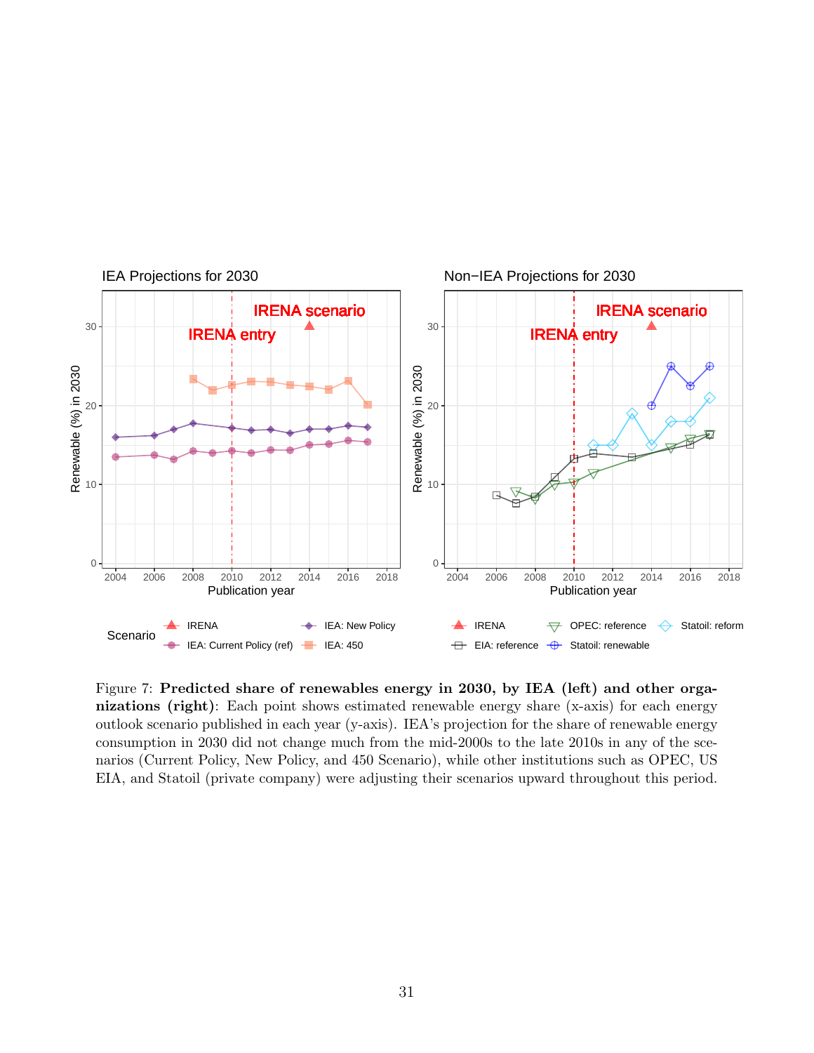Figure 7: **Predicted share of renewables energy in 2030, by IEA (left) and other organizations (right)**: Each point shows estimated renewable energy share (x-axis) for each energy outlook scenario published in each year (y-axis). IEA's projection for the share of renewable energy consumption in 2030 did not change much from the mid-2000s to the late 2010s in any of the scenarios (Current Policy, New Policy, and 450 Scenario), while other institutions such as OPEC, US EIA, and Statoil (private company) were adjusting their scenarios upward throughout this period.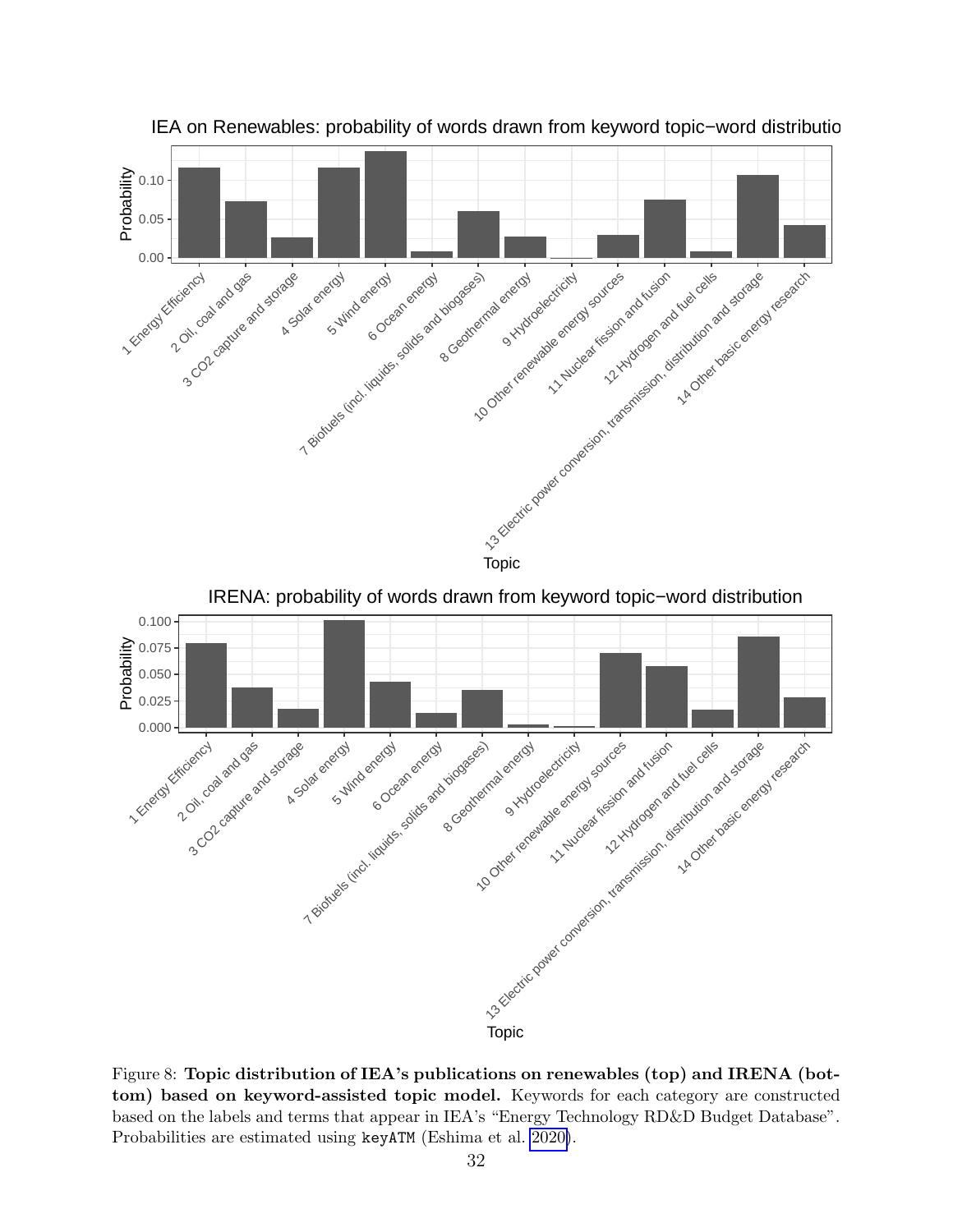IEA on Renewables: probability of words drawn from keyword topic−word distributio

Probability

0.10

0.05

0.00

1 Energy Efficiency
2 Oil, coal and gas
3 CO2 capture and storage
4 Solar energy
5 Wind energy
6 Ocean energy
7 Biofuels (incl. liquids, solids and biogases)
8 Geothermal energy
9 Hydroelectricity
10 Other renewable energy sources
11 Nuclear fission and fusion
12 Hydrogen and fuel cells
13 Electric power conversion, transmission, distribution and storage
14 Other basic energy research

Topic

IRENA: probability of words drawn from keyword topic−word distribution

Probability

0.100

0.075

0.050

0.025

0.000

1 Energy Efficiency
2 Oil, coal and gas
3 CO2 capture and storage
4 Solar energy
5 Wind energy
6 Ocean energy
7 Biofuels (incl. liquids, solids and biogases)
8 Geothermal energy
9 Hydroelectricity
10 Other renewable energy sources
11 Nuclear fission and fusion
12 Hydrogen and fuel cells
13 Electric power conversion, transmission, distribution and storage
14 Other basic energy research

Topic

Figure 8: **Topic distribution of IEA's publications on renewables (top) and IRENA (bottom) based on keyword-assisted topic model.** Keywords for each category are constructed based on the labels and terms that appear in IEA's "Energy Technology RD&D Budget Database". Probabilities are estimated using `keyATM` (Eshima et al. 2020).